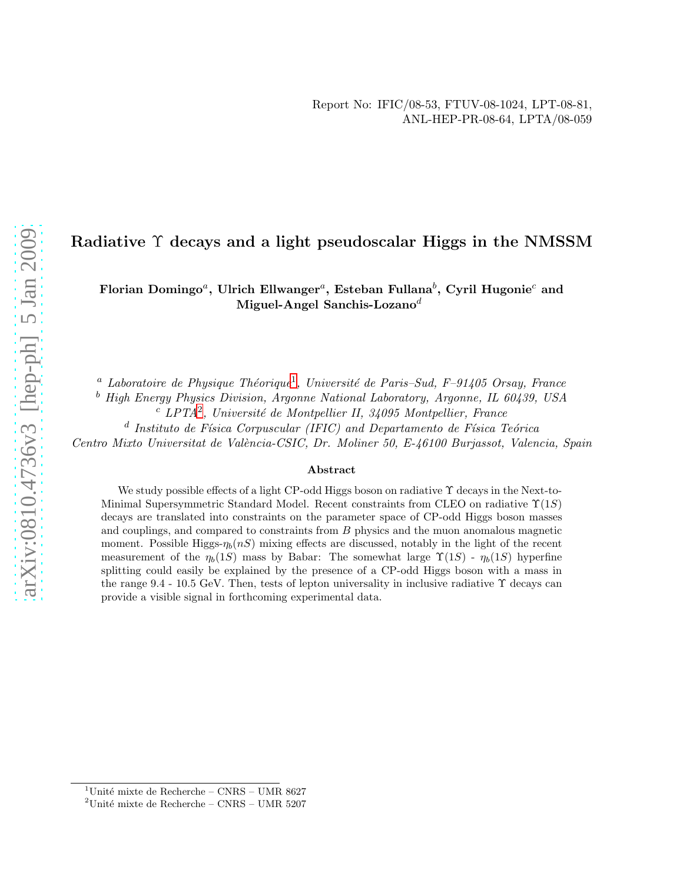Report No: IFIC/08-53, FTUV-08-1024, LPT-08-81,
ANL-HEP-PR-08-64, LPTA/08-059

# Radiative $\Upsilon$ decays and a light pseudoscalar Higgs in the NMSSM

**Florian Domingo**[a], **Ulrich Ellwanger**[a], **Esteban Fullana**[b], **Cyril Hugonie**[c] and **Miguel-Angel Sanchis-Lozano**[d]

[a] *Laboratoire de Physique Théorique*[1]*, Université de Paris–Sud, F–91405 Orsay, France*

[b] *High Energy Physics Division, Argonne National Laboratory, Argonne, IL 60439, USA*

[c] *LPTA*[2]*, Université de Montpellier II, 34095 Montpellier, France*

[d] *Instituto de Física Corpuscular (IFIC) and Departamento de Física Teórica*
*Centro Mixto Universitat de València-CSIC, Dr. Moliner 50, E-46100 Burjassot, Valencia, Spain*

### Abstract

We study possible effects of a light CP-odd Higgs boson on radiative $\Upsilon$ decays in the Next-to-Minimal Supersymmetric Standard Model. Recent constraints from CLEO on radiative $\Upsilon(1S)$ decays are translated into constraints on the parameter space of CP-odd Higgs boson masses and couplings, and compared to constraints from $B$ physics and the muon anomalous magnetic moment. Possible Higgs-$\eta_b(nS)$ mixing effects are discussed, notably in the light of the recent measurement of the $\eta_b(1S)$ mass by Babar: The somewhat large $\Upsilon(1S)$ - $\eta_b(1S)$ hyperfine splitting could easily be explained by the presence of a CP-odd Higgs boson with a mass in the range 9.4 - 10.5 GeV. Then, tests of lepton universality in inclusive radiative $\Upsilon$ decays can provide a visible signal in forthcoming experimental data.

[1] Unité mixte de Recherche – CNRS – UMR 8627

[2] Unité mixte de Recherche – CNRS – UMR 5207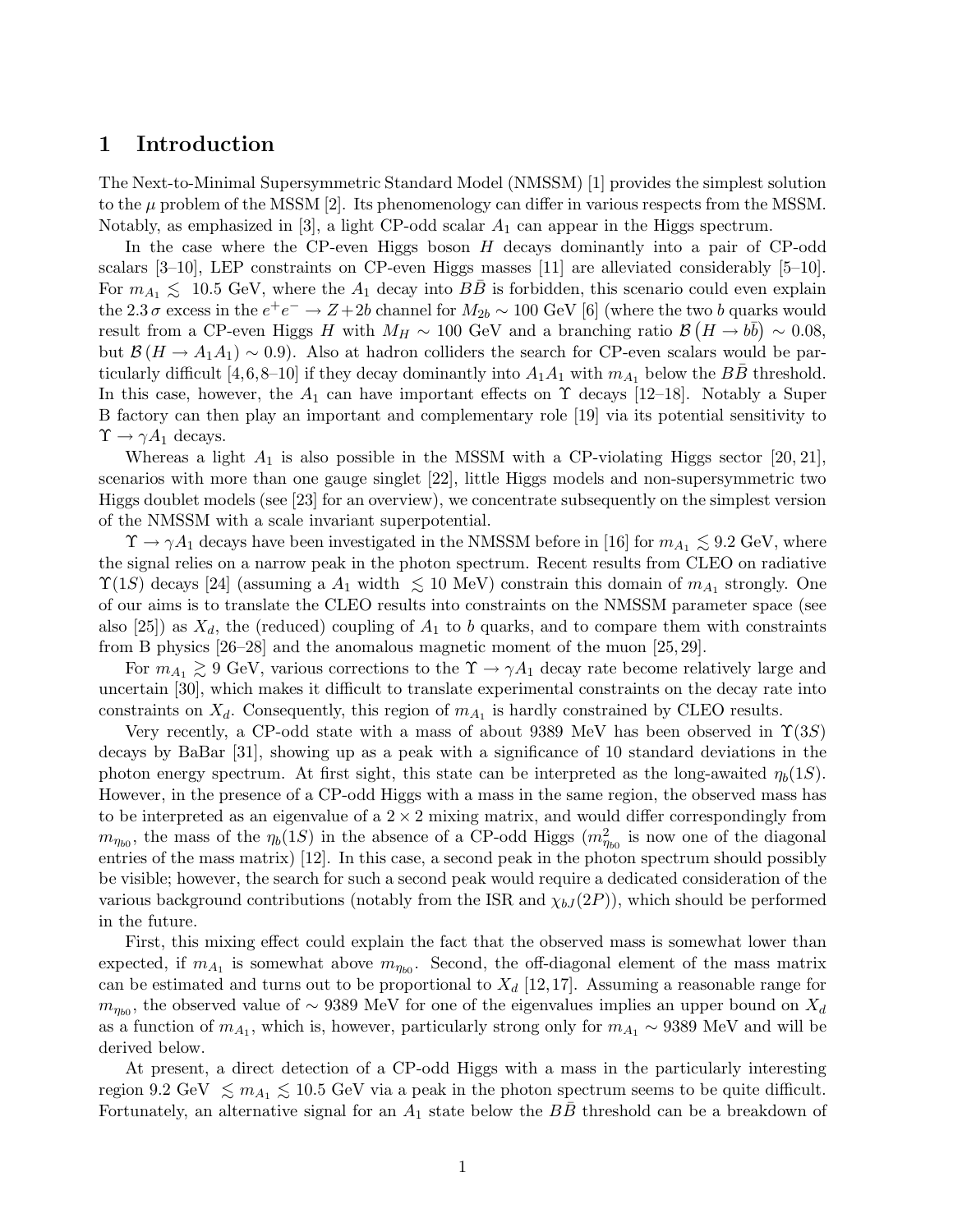# 1 Introduction

The Next-to-Minimal Supersymmetric Standard Model (NMSSM) [1] provides the simplest solution to the $\mu$ problem of the MSSM [2]. Its phenomenology can differ in various respects from the MSSM. Notably, as emphasized in [3], a light CP-odd scalar $A_1$ can appear in the Higgs spectrum.

In the case where the CP-even Higgs boson $H$ decays dominantly into a pair of CP-odd scalars [3–10], LEP constraints on CP-even Higgs masses [11] are alleviated considerably [5–10]. For $m_{A_1} \lesssim$ 10.5 GeV, where the $A_1$ decay into $B\bar{B}$ is forbidden, this scenario could even explain the $2.3\,\sigma$ excess in the $e^+e^- \to Z+2b$ channel for $M_{2b} \sim 100$ GeV [6] (where the two $b$ quarks would result from a CP-even Higgs $H$ with $M_H \sim 100$ GeV and a branching ratio $\mathcal{B}\left(H \to b\bar{b}\right) \sim 0.08$, but $\mathcal{B}\left(H \to A_1 A_1\right) \sim 0.9$). Also at hadron colliders the search for CP-even scalars would be particularly difficult [4,6,8–10] if they decay dominantly into $A_1A_1$ with $m_{A_1}$ below the $B\bar{B}$ threshold. In this case, however, the $A_1$ can have important effects on $\Upsilon$ decays [12–18]. Notably a Super B factory can then play an important and complementary role [19] via its potential sensitivity to $\Upsilon \to \gamma A_1$ decays.

Whereas a light $A_1$ is also possible in the MSSM with a CP-violating Higgs sector [20, 21], scenarios with more than one gauge singlet [22], little Higgs models and non-supersymmetric two Higgs doublet models (see [23] for an overview), we concentrate subsequently on the simplest version of the NMSSM with a scale invariant superpotential.

$\Upsilon \to \gamma A_1$ decays have been investigated in the NMSSM before in [16] for $m_{A_1} \lesssim 9.2$ GeV, where the signal relies on a narrow peak in the photon spectrum. Recent results from CLEO on radiative $\Upsilon(1S)$ decays [24] (assuming a $A_1$ width $\lesssim$ 10 MeV) constrain this domain of $m_{A_1}$ strongly. One of our aims is to translate the CLEO results into constraints on the NMSSM parameter space (see also [25]) as $X_d$, the (reduced) coupling of $A_1$ to $b$ quarks, and to compare them with constraints from B physics [26–28] and the anomalous magnetic moment of the muon [25, 29].

For $m_{A_1} \gtrsim 9$ GeV, various corrections to the $\Upsilon \to \gamma A_1$ decay rate become relatively large and uncertain [30], which makes it difficult to translate experimental constraints on the decay rate into constraints on $X_d$. Consequently, this region of $m_{A_1}$ is hardly constrained by CLEO results.

Very recently, a CP-odd state with a mass of about 9389 MeV has been observed in $\Upsilon(3S)$ decays by BaBar [31], showing up as a peak with a significance of 10 standard deviations in the photon energy spectrum. At first sight, this state can be interpreted as the long-awaited $\eta_b(1S)$. However, in the presence of a CP-odd Higgs with a mass in the same region, the observed mass has to be interpreted as an eigenvalue of a $2 \times 2$ mixing matrix, and would differ correspondingly from $m_{\eta_{b0}}$, the mass of the $\eta_b(1S)$ in the absence of a CP-odd Higgs ($m^2_{\eta_{b0}}$ is now one of the diagonal entries of the mass matrix) [12]. In this case, a second peak in the photon spectrum should possibly be visible; however, the search for such a second peak would require a dedicated consideration of the various background contributions (notably from the ISR and $\chi_{bJ}(2P)$), which should be performed in the future.

First, this mixing effect could explain the fact that the observed mass is somewhat lower than expected, if $m_{A_1}$ is somewhat above $m_{\eta_{b0}}$. Second, the off-diagonal element of the mass matrix can be estimated and turns out to be proportional to $X_d$ [12, 17]. Assuming a reasonable range for $m_{\eta_{b0}}$, the observed value of $\sim$ 9389 MeV for one of the eigenvalues implies an upper bound on $X_d$ as a function of $m_{A_1}$, which is, however, particularly strong only for $m_{A_1} \sim$ 9389 MeV and will be derived below.

At present, a direct detection of a CP-odd Higgs with a mass in the particularly interesting region 9.2 GeV $\lesssim m_{A_1} \lesssim$ 10.5 GeV via a peak in the photon spectrum seems to be quite difficult. Fortunately, an alternative signal for an $A_1$ state below the $B\bar{B}$ threshold can be a breakdown of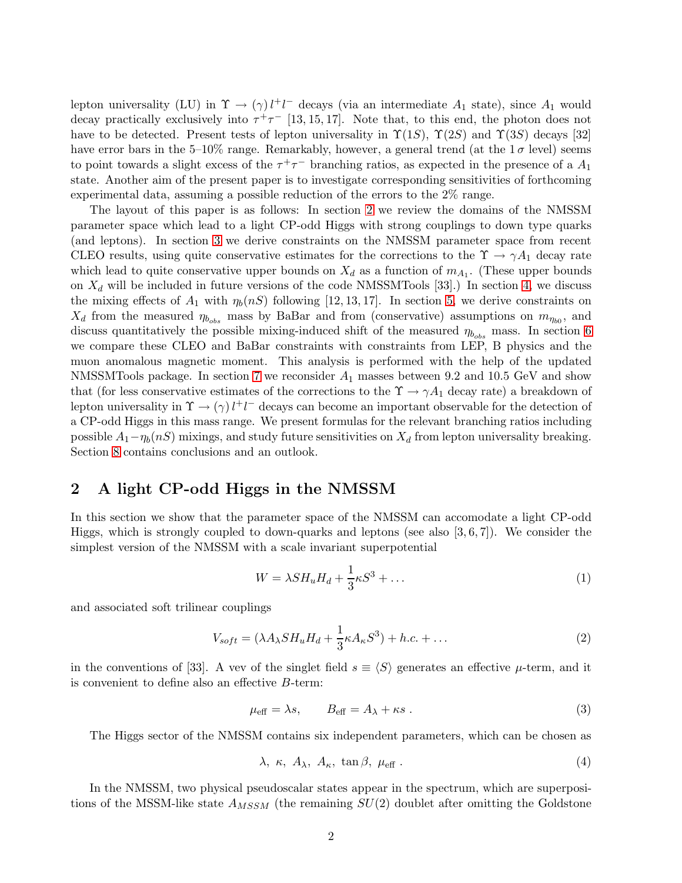lepton universality (LU) in $\Upsilon \to (\gamma)\, l^+l^-$ decays (via an intermediate $A_1$ state), since $A_1$ would decay practically exclusively into $\tau^+\tau^-$ [13, 15, 17]. Note that, to this end, the photon does not have to be detected. Present tests of lepton universality in $\Upsilon(1S)$, $\Upsilon(2S)$ and $\Upsilon(3S)$ decays [32] have error bars in the 5–10% range. Remarkably, however, a general trend (at the $1\,\sigma$ level) seems to point towards a slight excess of the $\tau^+\tau^-$ branching ratios, as expected in the presence of a $A_1$ state. Another aim of the present paper is to investigate corresponding sensitivities of forthcoming experimental data, assuming a possible reduction of the errors to the 2% range.

The layout of this paper is as follows: In section 2 we review the domains of the NMSSM parameter space which lead to a light CP-odd Higgs with strong couplings to down type quarks (and leptons). In section 3 we derive constraints on the NMSSM parameter space from recent CLEO results, using quite conservative estimates for the corrections to the $\Upsilon \to \gamma A_1$ decay rate which lead to quite conservative upper bounds on $X_d$ as a function of $m_{A_1}$. (These upper bounds on $X_d$ will be included in future versions of the code NMSSMTools [33].) In section 4, we discuss the mixing effects of $A_1$ with $\eta_b(nS)$ following [12, 13, 17]. In section 5, we derive constraints on $X_d$ from the measured $\eta_{b_{obs}}$ mass by BaBar and from (conservative) assumptions on $m_{\eta_{b0}}$, and discuss quantitatively the possible mixing-induced shift of the measured $\eta_{b_{obs}}$ mass. In section 6 we compare these CLEO and BaBar constraints with constraints from LEP, B physics and the muon anomalous magnetic moment. This analysis is performed with the help of the updated NMSSMTools package. In section 7 we reconsider $A_1$ masses between 9.2 and 10.5 GeV and show that (for less conservative estimates of the corrections to the $\Upsilon \to \gamma A_1$ decay rate) a breakdown of lepton universality in $\Upsilon \to (\gamma)\, l^+l^-$ decays can become an important observable for the detection of a CP-odd Higgs in this mass range. We present formulas for the relevant branching ratios including possible $A_1 - \eta_b(nS)$ mixings, and study future sensitivities on $X_d$ from lepton universality breaking. Section 8 contains conclusions and an outlook.

## 2 A light CP-odd Higgs in the NMSSM

In this section we show that the parameter space of the NMSSM can accomodate a light CP-odd Higgs, which is strongly coupled to down-quarks and leptons (see also [3, 6, 7]). We consider the simplest version of the NMSSM with a scale invariant superpotential

$$W = \lambda S H_u H_d + \frac{1}{3}\kappa S^3 + \ldots \tag{1}$$

and associated soft trilinear couplings

$$V_{soft} = (\lambda A_\lambda S H_u H_d + \frac{1}{3}\kappa A_\kappa S^3) + h.c. + \ldots \tag{2}$$

in the conventions of [33]. A vev of the singlet field $s \equiv \langle S \rangle$ generates an effective $\mu$-term, and it is convenient to define also an effective $B$-term:

$$\mu_{\text{eff}} = \lambda s, \qquad B_{\text{eff}} = A_\lambda + \kappa s\ . \tag{3}$$

The Higgs sector of the NMSSM contains six independent parameters, which can be chosen as

$$\lambda,\ \kappa,\ A_\lambda,\ A_\kappa,\ \tan\beta,\ \mu_{\text{eff}}\ . \tag{4}$$

In the NMSSM, two physical pseudoscalar states appear in the spectrum, which are superpositions of the MSSM-like state $A_{MSSM}$ (the remaining $SU(2)$ doublet after omitting the Goldstone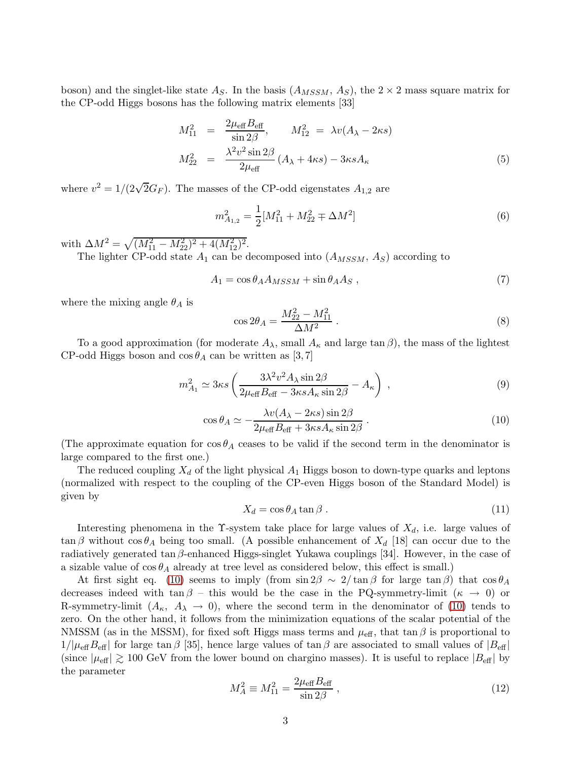boson) and the singlet-like state $A_S$. In the basis ($A_{MSSM}$, $A_S$), the $2 \times 2$ mass square matrix for the CP-odd Higgs bosons has the following matrix elements [33]

$$
\begin{aligned}
M_{11}^2 &= \frac{2\mu_{\text{eff}} B_{\text{eff}}}{\sin 2\beta}, \qquad M_{12}^2 = \lambda v (A_\lambda - 2\kappa s) \\
M_{22}^2 &= \frac{\lambda^2 v^2 \sin 2\beta}{2\mu_{\text{eff}}} (A_\lambda + 4\kappa s) - 3\kappa s A_\kappa
\end{aligned}
\tag{5}
$$

where $v^2 = 1/(2\sqrt{2}G_F)$. The masses of the CP-odd eigenstates $A_{1,2}$ are

$$
m_{A_{1,2}}^2 = \frac{1}{2}[M_{11}^2 + M_{22}^2 \mp \Delta M^2] \tag{6}
$$

with $\Delta M^2 = \sqrt{(M_{11}^2 - M_{22}^2)^2 + 4(M_{12}^2)^2}$.

The lighter CP-odd state $A_1$ can be decomposed into ($A_{MSSM}$, $A_S$) according to

$$
A_1 = \cos\theta_A A_{MSSM} + \sin\theta_A A_S \ , \tag{7}
$$

where the mixing angle $\theta_A$ is

$$
\cos 2\theta_A = \frac{M_{22}^2 - M_{11}^2}{\Delta M^2} \ . \tag{8}
$$

To a good approximation (for moderate $A_\lambda$, small $A_\kappa$ and large $\tan\beta$), the mass of the lightest CP-odd Higgs boson and $\cos\theta_A$ can be written as [3, 7]

$$
m_{A_1}^2 \simeq 3\kappa s \left( \frac{3\lambda^2 v^2 A_\lambda \sin 2\beta}{2\mu_{\text{eff}} B_{\text{eff}} - 3\kappa s A_\kappa \sin 2\beta} - A_\kappa \right) \ , \tag{9}
$$

$$
\cos\theta_A \simeq -\frac{\lambda v (A_\lambda - 2\kappa s) \sin 2\beta}{2\mu_{\text{eff}} B_{\text{eff}} + 3\kappa s A_\kappa \sin 2\beta} \ . \tag{10}
$$

(The approximate equation for $\cos\theta_A$ ceases to be valid if the second term in the denominator is large compared to the first one.)

The reduced coupling $X_d$ of the light physical $A_1$ Higgs boson to down-type quarks and leptons (normalized with respect to the coupling of the CP-even Higgs boson of the Standard Model) is given by

$$
X_d = \cos\theta_A \tan\beta \ . \tag{11}
$$

Interesting phenomena in the $\Upsilon$-system take place for large values of $X_d$, i.e. large values of $\tan\beta$ without $\cos\theta_A$ being too small. (A possible enhancement of $X_d$ [18] can occur due to the radiatively generated $\tan\beta$-enhanced Higgs-singlet Yukawa couplings [34]. However, in the case of a sizable value of $\cos\theta_A$ already at tree level as considered below, this effect is small.)

At first sight eq. (10) seems to imply (from $\sin 2\beta \sim 2/\tan\beta$ for large $\tan\beta$) that $\cos\theta_A$ decreases indeed with $\tan\beta$ – this would be the case in the PQ-symmetry-limit ($\kappa \to 0$) or R-symmetry-limit ($A_\kappa$, $A_\lambda \to 0$), where the second term in the denominator of (10) tends to zero. On the other hand, it follows from the minimization equations of the scalar potential of the NMSSM (as in the MSSM), for fixed soft Higgs mass terms and $\mu_{\text{eff}}$, that $\tan\beta$ is proportional to $1/|\mu_{\text{eff}} B_{\text{eff}}|$ for large $\tan\beta$ [35], hence large values of $\tan\beta$ are associated to small values of $|B_{\text{eff}}|$ (since $|\mu_{\text{eff}}| \gtrsim 100$ GeV from the lower bound on chargino masses). It is useful to replace $|B_{\text{eff}}|$ by the parameter

$$
M_A^2 \equiv M_{11}^2 = \frac{2\mu_{\text{eff}} B_{\text{eff}}}{\sin 2\beta} \ , \tag{12}
$$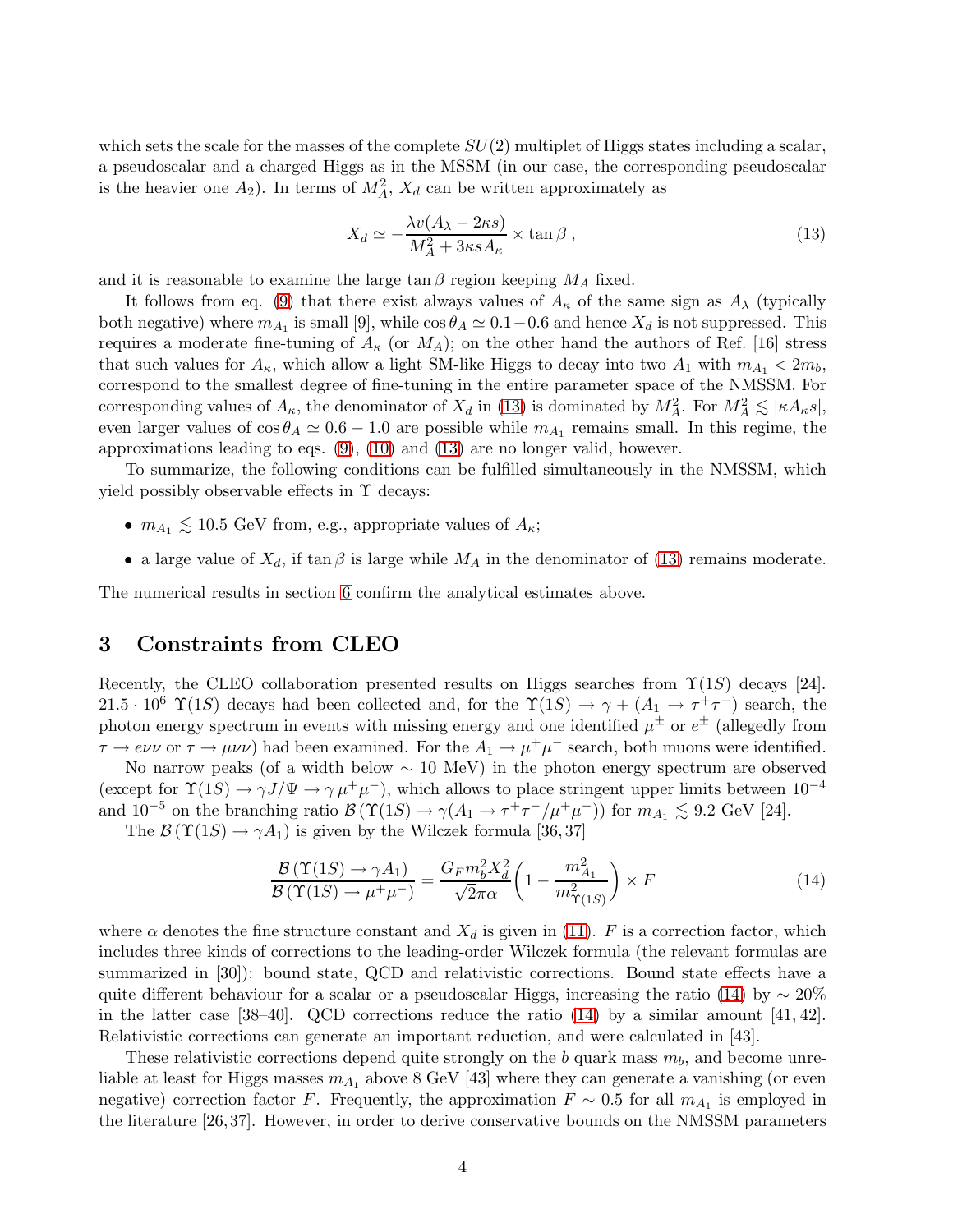which sets the scale for the masses of the complete $SU(2)$ multiplet of Higgs states including a scalar, a pseudoscalar and a charged Higgs as in the MSSM (in our case, the corresponding pseudoscalar is the heavier one $A_2$). In terms of $M_A^2$, $X_d$ can be written approximately as

$$X_d \simeq -\frac{\lambda v (A_\lambda - 2\kappa s)}{M_A^2 + 3\kappa s A_\kappa} \times \tan\beta \,, \tag{13}$$

and it is reasonable to examine the large $\tan\beta$ region keeping $M_A$ fixed.

It follows from eq. (9) that there exist always values of $A_\kappa$ of the same sign as $A_\lambda$ (typically both negative) where $m_{A_1}$ is small [9], while $\cos\theta_A \simeq 0.1 - 0.6$ and hence $X_d$ is not suppressed. This requires a moderate fine-tuning of $A_\kappa$ (or $M_A$); on the other hand the authors of Ref. [16] stress that such values for $A_\kappa$, which allow a light SM-like Higgs to decay into two $A_1$ with $m_{A_1} < 2m_b$, correspond to the smallest degree of fine-tuning in the entire parameter space of the NMSSM. For corresponding values of $A_\kappa$, the denominator of $X_d$ in (13) is dominated by $M_A^2$. For $M_A^2 \lesssim |\kappa A_\kappa s|$, even larger values of $\cos\theta_A \simeq 0.6 - 1.0$ are possible while $m_{A_1}$ remains small. In this regime, the approximations leading to eqs. (9), (10) and (13) are no longer valid, however.

To summarize, the following conditions can be fulfilled simultaneously in the NMSSM, which yield possibly observable effects in $\Upsilon$ decays:

- $m_{A_1} \lesssim 10.5$ GeV from, e.g., appropriate values of $A_\kappa$;
- a large value of $X_d$, if $\tan\beta$ is large while $M_A$ in the denominator of (13) remains moderate.

The numerical results in section 6 confirm the analytical estimates above.

# 3 Constraints from CLEO

Recently, the CLEO collaboration presented results on Higgs searches from $\Upsilon(1S)$ decays [24]. $21.5 \cdot 10^6$ $\Upsilon(1S)$ decays had been collected and, for the $\Upsilon(1S) \to \gamma + (A_1 \to \tau^+\tau^-)$ search, the photon energy spectrum in events with missing energy and one identified $\mu^\pm$ or $e^\pm$ (allegedly from $\tau \to e\nu\nu$ or $\tau \to \mu\nu\nu$) had been examined. For the $A_1 \to \mu^+\mu^-$ search, both muons were identified.

No narrow peaks (of a width below $\sim 10$ MeV) in the photon energy spectrum are observed (except for $\Upsilon(1S) \to \gamma J/\Psi \to \gamma\,\mu^+\mu^-$), which allows to place stringent upper limits between $10^{-4}$ and $10^{-5}$ on the branching ratio $\mathcal{B}\left(\Upsilon(1S) \to \gamma(A_1 \to \tau^+\tau^-/\mu^+\mu^-)\right)$ for $m_{A_1} \lesssim 9.2$ GeV [24].

The $\mathcal{B}\left(\Upsilon(1S) \to \gamma A_1\right)$ is given by the Wilczek formula [36, 37]

$$\frac{\mathcal{B}\left(\Upsilon(1S) \to \gamma A_1\right)}{\mathcal{B}\left(\Upsilon(1S) \to \mu^+\mu^-\right)} = \frac{G_F m_b^2 X_d^2}{\sqrt{2}\pi\alpha}\left(1 - \frac{m_{A_1}^2}{m_{\Upsilon(1S)}^2}\right) \times F \tag{14}$$

where $\alpha$ denotes the fine structure constant and $X_d$ is given in (11). $F$ is a correction factor, which includes three kinds of corrections to the leading-order Wilczek formula (the relevant formulas are summarized in [30]): bound state, QCD and relativistic corrections. Bound state effects have a quite different behaviour for a scalar or a pseudoscalar Higgs, increasing the ratio (14) by $\sim 20\%$ in the latter case [38–40]. QCD corrections reduce the ratio (14) by a similar amount [41, 42]. Relativistic corrections can generate an important reduction, and were calculated in [43].

These relativistic corrections depend quite strongly on the $b$ quark mass $m_b$, and become unreliable at least for Higgs masses $m_{A_1}$ above 8 GeV [43] where they can generate a vanishing (or even negative) correction factor $F$. Frequently, the approximation $F \sim 0.5$ for all $m_{A_1}$ is employed in the literature [26, 37]. However, in order to derive conservative bounds on the NMSSM parameters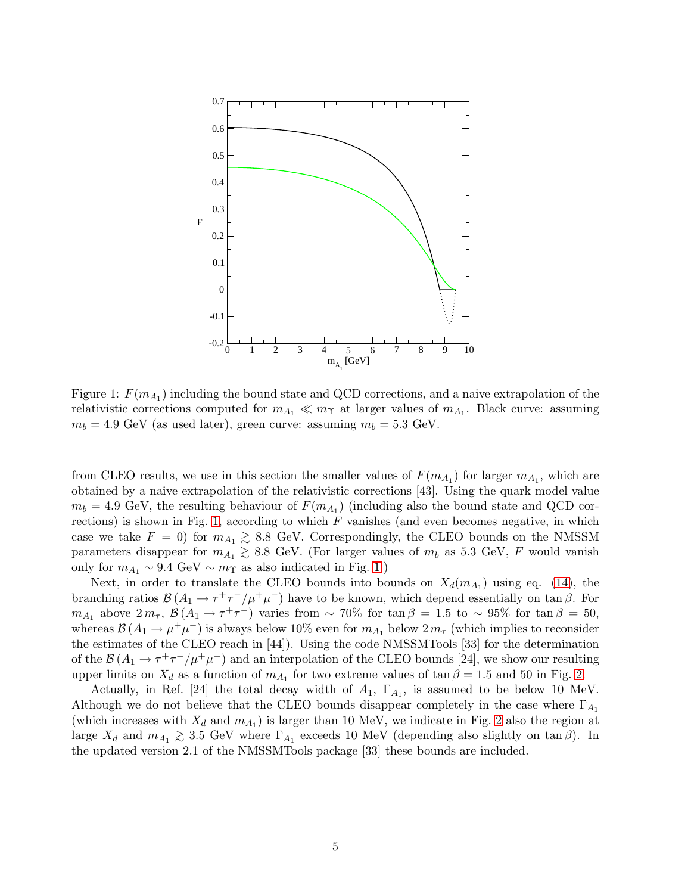Figure 1: $F(m_{A_1})$ including the bound state and QCD corrections, and a naive extrapolation of the relativistic corrections computed for $m_{A_1} \ll m_\Upsilon$ at larger values of $m_{A_1}$. Black curve: assuming $m_b = 4.9$ GeV (as used later), green curve: assuming $m_b = 5.3$ GeV.

from CLEO results, we use in this section the smaller values of $F(m_{A_1})$ for larger $m_{A_1}$, which are obtained by a naive extrapolation of the relativistic corrections [43]. Using the quark model value $m_b = 4.9$ GeV, the resulting behaviour of $F(m_{A_1})$ (including also the bound state and QCD corrections) is shown in Fig. 1, according to which $F$ vanishes (and even becomes negative, in which case we take $F = 0$) for $m_{A_1} \gtrsim 8.8$ GeV. Correspondingly, the CLEO bounds on the NMSSM parameters disappear for $m_{A_1} \gtrsim 8.8$ GeV. (For larger values of $m_b$ as 5.3 GeV, $F$ would vanish only for $m_{A_1} \sim 9.4$ GeV $\sim m_\Upsilon$ as also indicated in Fig. 1.)

Next, in order to translate the CLEO bounds into bounds on $X_d(m_{A_1})$ using eq. (14), the branching ratios $\mathcal{B}\left(A_1 \to \tau^+\tau^-/\mu^+\mu^-\right)$ have to be known, which depend essentially on $\tan\beta$. For $m_{A_1}$ above $2\,m_\tau$, $\mathcal{B}\left(A_1 \to \tau^+\tau^-\right)$ varies from $\sim 70\%$ for $\tan\beta = 1.5$ to $\sim 95\%$ for $\tan\beta = 50$, whereas $\mathcal{B}\left(A_1 \to \mu^+\mu^-\right)$ is always below 10% even for $m_{A_1}$ below $2\,m_\tau$ (which implies to reconsider the estimates of the CLEO reach in [44]). Using the code NMSSMTools [33] for the determination of the $\mathcal{B}\left(A_1 \to \tau^+\tau^-/\mu^+\mu^-\right)$ and an interpolation of the CLEO bounds [24], we show our resulting upper limits on $X_d$ as a function of $m_{A_1}$ for two extreme values of $\tan\beta = 1.5$ and 50 in Fig. 2.

Actually, in Ref. [24] the total decay width of $A_1$, $\Gamma_{A_1}$, is assumed to be below 10 MeV. Although we do not believe that the CLEO bounds disappear completely in the case where $\Gamma_{A_1}$ (which increases with $X_d$ and $m_{A_1}$) is larger than 10 MeV, we indicate in Fig. 2 also the region at large $X_d$ and $m_{A_1} \gtrsim 3.5$ GeV where $\Gamma_{A_1}$ exceeds 10 MeV (depending also slightly on $\tan\beta$). In the updated version 2.1 of the NMSSMTools package [33] these bounds are included.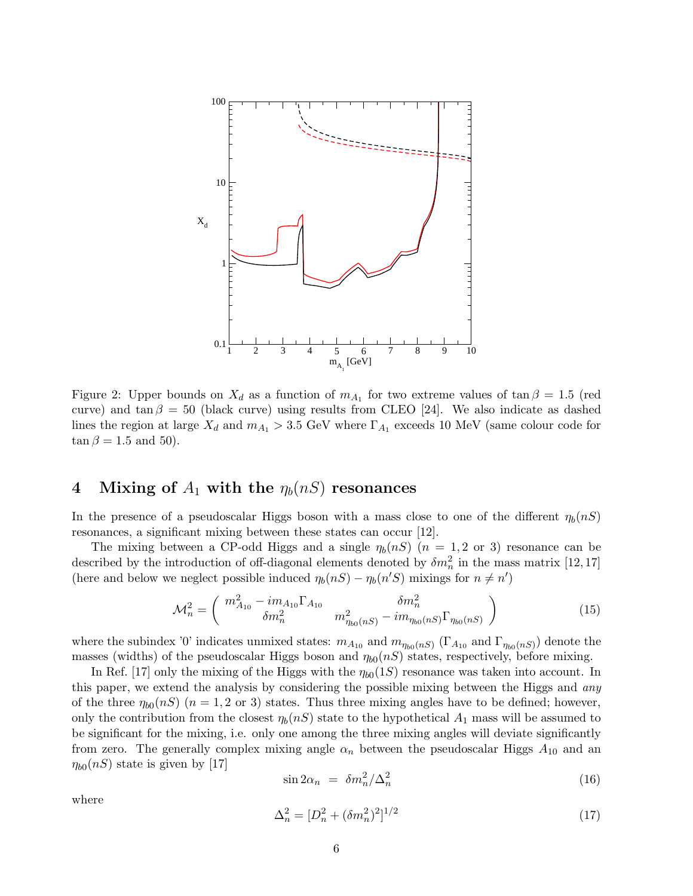Figure 2: Upper bounds on $X_d$ as a function of $m_{A_1}$ for two extreme values of $\tan\beta = 1.5$ (red curve) and $\tan\beta = 50$ (black curve) using results from CLEO [24]. We also indicate as dashed lines the region at large $X_d$ and $m_{A_1} > 3.5$ GeV where $\Gamma_{A_1}$ exceeds 10 MeV (same colour code for $\tan\beta = 1.5$ and 50).

# 4 Mixing of $A_1$ with the $\eta_b(nS)$ resonances

In the presence of a pseudoscalar Higgs boson with a mass close to one of the different $\eta_b(nS)$ resonances, a significant mixing between these states can occur [12].

The mixing between a CP-odd Higgs and a single $\eta_b(nS)$ ($n = 1, 2$ or 3) resonance can be described by the introduction of off-diagonal elements denoted by $\delta m_n^2$ in the mass matrix [12, 17] (here and below we neglect possible induced $\eta_b(nS) - \eta_b(n'S)$ mixings for $n \neq n'$)

$$\mathcal{M}_n^2 = \begin{pmatrix} m_{A_{10}}^2 - i m_{A_{10}} \Gamma_{A_{10}} & \delta m_n^2 \\ \delta m_n^2 & m_{\eta_{b0}(nS)}^2 - i m_{\eta_{b0}(nS)} \Gamma_{\eta_{b0}(nS)} \end{pmatrix} \tag{15}$$

where the subindex '0' indicates unmixed states: $m_{A_{10}}$ and $m_{\eta_{b0}(nS)}$ ($\Gamma_{A_{10}}$ and $\Gamma_{\eta_{b0}(nS)}$) denote the masses (widths) of the pseudoscalar Higgs boson and $\eta_{b0}(nS)$ states, respectively, before mixing.

In Ref. [17] only the mixing of the Higgs with the $\eta_{b0}(1S)$ resonance was taken into account. In this paper, we extend the analysis by considering the possible mixing between the Higgs and *any* of the three $\eta_{b0}(nS)$ ($n = 1, 2$ or 3) states. Thus three mixing angles have to be defined; however, only the contribution from the closest $\eta_b(nS)$ state to the hypothetical $A_1$ mass will be assumed to be significant for the mixing, i.e. only one among the three mixing angles will deviate significantly from zero. The generally complex mixing angle $\alpha_n$ between the pseudoscalar Higgs $A_{10}$ and an $\eta_{b0}(nS)$ state is given by [17]

$$\sin 2\alpha_n \;=\; \delta m_n^2 / \Delta_n^2 \tag{16}$$

where

$$\Delta_n^2 = [D_n^2 + (\delta m_n^2)^2]^{1/2} \tag{17}$$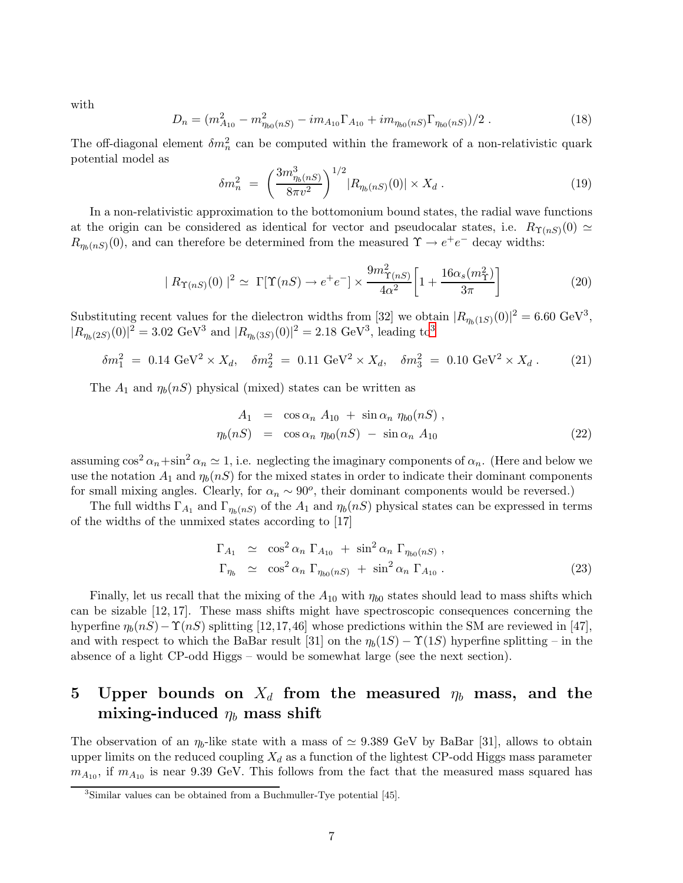with

$$D_n = (m_{A_{10}}^2 - m_{\eta_{b0}(nS)}^2 - im_{A_{10}}\Gamma_{A_{10}} + im_{\eta_{b0}(nS)}\Gamma_{\eta_{b0}(nS)})/2\ . \tag{18}$$

The off-diagonal element $\delta m_n^2$ can be computed within the framework of a non-relativistic quark potential model as

$$\delta m_n^2 \ = \ \left(\frac{3m_{\eta_b(nS)}^3}{8\pi v^2}\right)^{1/2} |R_{\eta_b(nS)}(0)| \times X_d\ . \tag{19}$$

In a non-relativistic approximation to the bottomonium bound states, the radial wave functions at the origin can be considered as identical for vector and pseudocalar states, i.e. $R_{\Upsilon(nS)}(0) \simeq R_{\eta_b(nS)}(0)$, and can therefore be determined from the measured $\Upsilon \to e^+e^-$ decay widths:

$$|\ R_{\Upsilon(nS)}(0)\ |^2 \simeq \Gamma[\Upsilon(nS) \to e^+e^-] \times \frac{9m_{\Upsilon(nS)}^2}{4\alpha^2}\left[1 + \frac{16\alpha_s(m_\Upsilon^2)}{3\pi}\right] \tag{20}$$

Substituting recent values for the dielectron widths from [32] we obtain $|R_{\eta_b(1S)}(0)|^2 = 6.60$ GeV$^3$, $|R_{\eta_b(2S)}(0)|^2 = 3.02$ GeV$^3$ and $|R_{\eta_b(3S)}(0)|^2 = 2.18$ GeV$^3$, leading to[3]

$$\delta m_1^2 \ = \ 0.14\ \text{GeV}^2 \times X_d, \quad \delta m_2^2 \ = \ 0.11\ \text{GeV}^2 \times X_d, \quad \delta m_3^2 \ = \ 0.10\ \text{GeV}^2 \times X_d\ . \tag{21}$$

The $A_1$ and $\eta_b(nS)$ physical (mixed) states can be written as

$$\begin{aligned} A_1 &= \cos\alpha_n\ A_{10} \ + \ \sin\alpha_n\ \eta_{b0}(nS)\ , \\ \eta_b(nS) &= \cos\alpha_n\ \eta_{b0}(nS) \ - \ \sin\alpha_n\ A_{10} \end{aligned} \tag{22}$$

assuming $\cos^2\alpha_n + \sin^2\alpha_n \simeq 1$, i.e. neglecting the imaginary components of $\alpha_n$. (Here and below we use the notation $A_1$ and $\eta_b(nS)$ for the mixed states in order to indicate their dominant components for small mixing angles. Clearly, for $\alpha_n \sim 90^o$, their dominant components would be reversed.)

The full widths $\Gamma_{A_1}$ and $\Gamma_{\eta_b(nS)}$ of the $A_1$ and $\eta_b(nS)$ physical states can be expressed in terms of the widths of the unmixed states according to [17]

$$\begin{aligned} \Gamma_{A_1} &\simeq \cos^2\alpha_n\ \Gamma_{A_{10}} \ + \ \sin^2\alpha_n\ \Gamma_{\eta_{b0}(nS)}\ , \\ \Gamma_{\eta_b} &\simeq \cos^2\alpha_n\ \Gamma_{\eta_{b0}(nS)} \ + \ \sin^2\alpha_n\ \Gamma_{A_{10}}\ . \end{aligned} \tag{23}$$

Finally, let us recall that the mixing of the $A_{10}$ with $\eta_{b0}$ states should lead to mass shifts which can be sizable [12, 17]. These mass shifts might have spectroscopic consequences concerning the hyperfine $\eta_b(nS) - \Upsilon(nS)$ splitting [12,17,46] whose predictions within the SM are reviewed in [47], and with respect to which the BaBar result [31] on the $\eta_b(1S) - \Upsilon(1S)$ hyperfine splitting – in the absence of a light CP-odd Higgs – would be somewhat large (see the next section).

# 5 Upper bounds on $X_d$ from the measured $\eta_b$ mass, and the mixing-induced $\eta_b$ mass shift

The observation of an $\eta_b$-like state with a mass of $\simeq 9.389$ GeV by BaBar [31], allows to obtain upper limits on the reduced coupling $X_d$ as a function of the lightest CP-odd Higgs mass parameter $m_{A_{10}}$, if $m_{A_{10}}$ is near 9.39 GeV. This follows from the fact that the measured mass squared has

[3] Similar values can be obtained from a Buchmuller-Tye potential [45].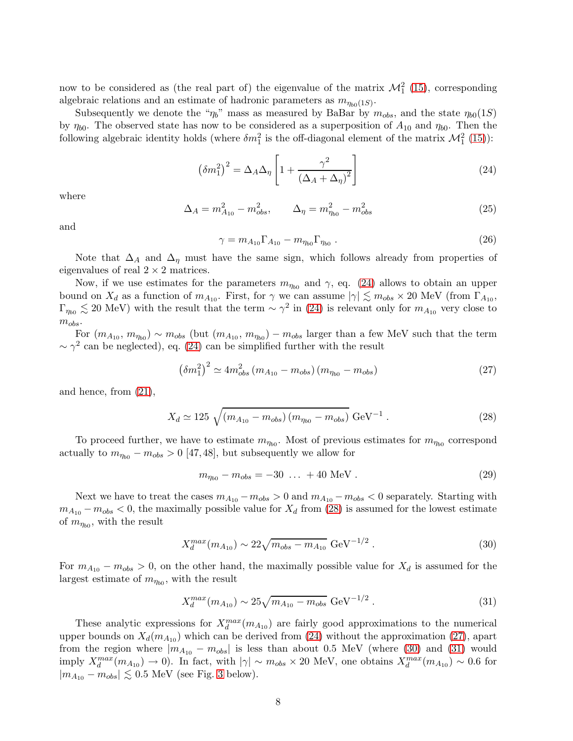now to be considered as (the real part of) the eigenvalue of the matrix $\mathcal{M}_1^2$ (15), corresponding algebraic relations and an estimate of hadronic parameters as $m_{\eta_{b0}(1S)}$.

Subsequently we denote the "$\eta_b$" mass as measured by BaBar by $m_{obs}$, and the state $\eta_{b0}(1S)$ by $\eta_{b0}$. The observed state has now to be considered as a superposition of $A_{10}$ and $\eta_{b0}$. Then the following algebraic identity holds (where $\delta m_1^2$ is the off-diagonal element of the matrix $\mathcal{M}_1^2$ (15)):

$$\left(\delta m_1^2\right)^2 = \Delta_A \Delta_\eta \left[1 + \frac{\gamma^2}{\left(\Delta_A + \Delta_\eta\right)^2}\right] \tag{24}$$

where

$$\Delta_A = m_{A_{10}}^2 - m_{obs}^2, \qquad \Delta_\eta = m_{\eta_{b0}}^2 - m_{obs}^2 \tag{25}$$

and

$$\gamma = m_{A_{10}} \Gamma_{A_{10}} - m_{\eta_{b0}} \Gamma_{\eta_{b0}} \; . \tag{26}$$

Note that $\Delta_A$ and $\Delta_\eta$ must have the same sign, which follows already from properties of eigenvalues of real $2 \times 2$ matrices.

Now, if we use estimates for the parameters $m_{\eta_{b0}}$ and $\gamma$, eq. (24) allows to obtain an upper bound on $X_d$ as a function of $m_{A_{10}}$. First, for $\gamma$ we can assume $|\gamma| \lesssim m_{obs} \times 20$ MeV (from $\Gamma_{A_{10}}$, $\Gamma_{\eta_{b0}} \lesssim 20$ MeV) with the result that the term $\sim \gamma^2$ in (24) is relevant only for $m_{A_{10}}$ very close to $m_{obs}$.

For $(m_{A_{10}}, m_{\eta_{b0}}) \sim m_{obs}$ (but $(m_{A_{10}}, m_{\eta_{b0}}) - m_{obs}$ larger than a few MeV such that the term $\sim \gamma^2$ can be neglected), eq. (24) can be simplified further with the result

$$\left(\delta m_1^2\right)^2 \simeq 4 m_{obs}^2 \left(m_{A_{10}} - m_{obs}\right) \left(m_{\eta_{b0}} - m_{obs}\right) \tag{27}$$

and hence, from (21),

$$X_d \simeq 125 \, \sqrt{\left(m_{A_{10}} - m_{obs}\right) \left(m_{\eta_{b0}} - m_{obs}\right)} \text{ GeV}^{-1} \; . \tag{28}$$

To proceed further, we have to estimate $m_{\eta_{b0}}$. Most of previous estimates for $m_{\eta_{b0}}$ correspond actually to $m_{\eta_{b0}} - m_{obs} > 0$ [47, 48], but subsequently we allow for

$$m_{\eta_{b0}} - m_{obs} = -30 \; \ldots \; +40 \text{ MeV} \; . \tag{29}$$

Next we have to treat the cases $m_{A_{10}} - m_{obs} > 0$ and $m_{A_{10}} - m_{obs} < 0$ separately. Starting with $m_{A_{10}} - m_{obs} < 0$, the maximally possible value for $X_d$ from (28) is assumed for the lowest estimate of $m_{\eta_{b0}}$, with the result

$$X_d^{max}(m_{A_{10}}) \sim 22 \sqrt{m_{obs} - m_{A_{10}}} \text{ GeV}^{-1/2} \; . \tag{30}$$

For $m_{A_{10}} - m_{obs} > 0$, on the other hand, the maximally possible value for $X_d$ is assumed for the largest estimate of $m_{\eta_{b0}}$, with the result

$$X_d^{max}(m_{A_{10}}) \sim 25 \sqrt{m_{A_{10}} - m_{obs}} \text{ GeV}^{-1/2} \; . \tag{31}$$

These analytic expressions for $X_d^{max}(m_{A_{10}})$ are fairly good approximations to the numerical upper bounds on $X_d(m_{A_{10}})$ which can be derived from (24) without the approximation (27), apart from the region where $|m_{A_{10}} - m_{obs}|$ is less than about 0.5 MeV (where (30) and (31) would imply $X_d^{max}(m_{A_{10}}) \to 0$). In fact, with $|\gamma| \sim m_{obs} \times 20$ MeV, one obtains $X_d^{max}(m_{A_{10}}) \sim 0.6$ for $|m_{A_{10}} - m_{obs}| \lesssim 0.5$ MeV (see Fig. 3 below).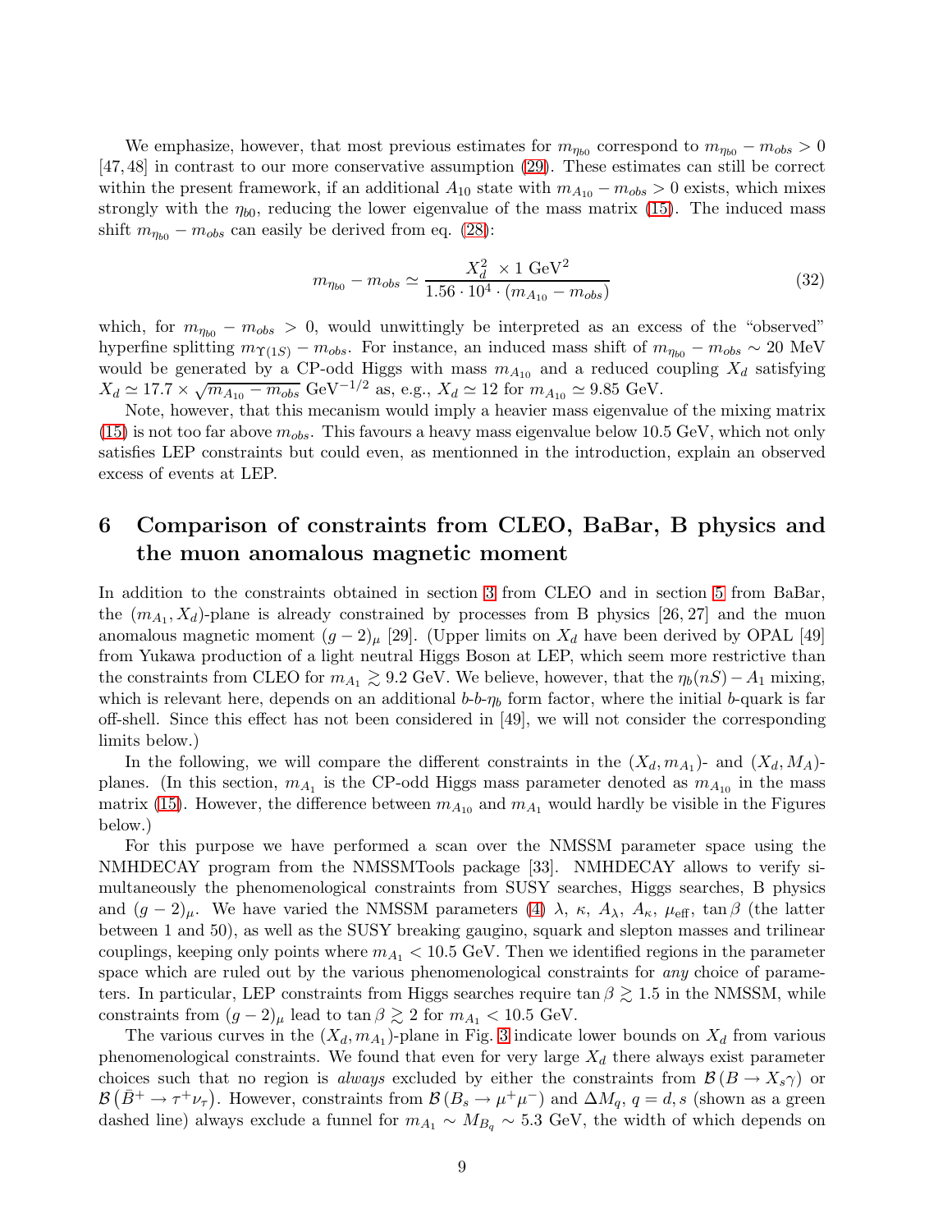We emphasize, however, that most previous estimates for $m_{\eta_{b0}}$ correspond to $m_{\eta_{b0}} - m_{obs} > 0$ [47,48] in contrast to our more conservative assumption (29). These estimates can still be correct within the present framework, if an additional $A_{10}$ state with $m_{A_{10}} - m_{obs} > 0$ exists, which mixes strongly with the $\eta_{b0}$, reducing the lower eigenvalue of the mass matrix (15). The induced mass shift $m_{\eta_{b0}} - m_{obs}$ can easily be derived from eq. (28):

$$m_{\eta_{b0}} - m_{obs} \simeq \frac{X_d^2 \ \times 1 \text{ GeV}^2}{1.56 \cdot 10^4 \cdot (m_{A_{10}} - m_{obs})} \tag{32}$$

which, for $m_{\eta_{b0}} - m_{obs} > 0$, would unwittingly be interpreted as an excess of the "observed" hyperfine splitting $m_{\Upsilon(1S)} - m_{obs}$. For instance, an induced mass shift of $m_{\eta_{b0}} - m_{obs} \sim 20$ MeV would be generated by a CP-odd Higgs with mass $m_{A_{10}}$ and a reduced coupling $X_d$ satisfying $X_d \simeq 17.7 \times \sqrt{m_{A_{10}} - m_{obs}}$ GeV$^{-1/2}$ as, e.g., $X_d \simeq 12$ for $m_{A_{10}} \simeq 9.85$ GeV.

Note, however, that this mecanism would imply a heavier mass eigenvalue of the mixing matrix (15) is not too far above $m_{obs}$. This favours a heavy mass eigenvalue below 10.5 GeV, which not only satisfies LEP constraints but could even, as mentionned in the introduction, explain an observed excess of events at LEP.

# 6 Comparison of constraints from CLEO, BaBar, B physics and the muon anomalous magnetic moment

In addition to the constraints obtained in section 3 from CLEO and in section 5 from BaBar, the $(m_{A_1}, X_d)$-plane is already constrained by processes from B physics [26, 27] and the muon anomalous magnetic moment $(g-2)_\mu$ [29]. (Upper limits on $X_d$ have been derived by OPAL [49] from Yukawa production of a light neutral Higgs Boson at LEP, which seem more restrictive than the constraints from CLEO for $m_{A_1} \gtrsim 9.2$ GeV. We believe, however, that the $\eta_b(nS) - A_1$ mixing, which is relevant here, depends on an additional $b$-$b$-$\eta_b$ form factor, where the initial $b$-quark is far off-shell. Since this effect has not been considered in [49], we will not consider the corresponding limits below.)

In the following, we will compare the different constraints in the $(X_d, m_{A_1})$- and $(X_d, M_A)$-planes. (In this section, $m_{A_1}$ is the CP-odd Higgs mass parameter denoted as $m_{A_{10}}$ in the mass matrix (15). However, the difference between $m_{A_{10}}$ and $m_{A_1}$ would hardly be visible in the Figures below.)

For this purpose we have performed a scan over the NMSSM parameter space using the NMHDECAY program from the NMSSMTools package [33]. NMHDECAY allows to verify simultaneously the phenomenological constraints from SUSY searches, Higgs searches, B physics and $(g-2)_\mu$. We have varied the NMSSM parameters (4) $\lambda$, $\kappa$, $A_\lambda$, $A_\kappa$, $\mu_{\text{eff}}$, $\tan\beta$ (the latter between 1 and 50), as well as the SUSY breaking gaugino, squark and slepton masses and trilinear couplings, keeping only points where $m_{A_1} < 10.5$ GeV. Then we identified regions in the parameter space which are ruled out by the various phenomenological constraints for *any* choice of parameters. In particular, LEP constraints from Higgs searches require $\tan\beta \gtrsim 1.5$ in the NMSSM, while constraints from $(g-2)_\mu$ lead to $\tan\beta \gtrsim 2$ for $m_{A_1} < 10.5$ GeV.

The various curves in the $(X_d, m_{A_1})$-plane in Fig. 3 indicate lower bounds on $X_d$ from various phenomenological constraints. We found that even for very large $X_d$ there always exist parameter choices such that no region is *always* excluded by either the constraints from $\mathcal{B}(B \to X_s\gamma)$ or $\mathcal{B}(\bar{B}^+ \to \tau^+\nu_\tau)$. However, constraints from $\mathcal{B}(B_s \to \mu^+\mu^-)$ and $\Delta M_q$, $q = d, s$ (shown as a green dashed line) always exclude a funnel for $m_{A_1} \sim M_{B_q} \sim 5.3$ GeV, the width of which depends on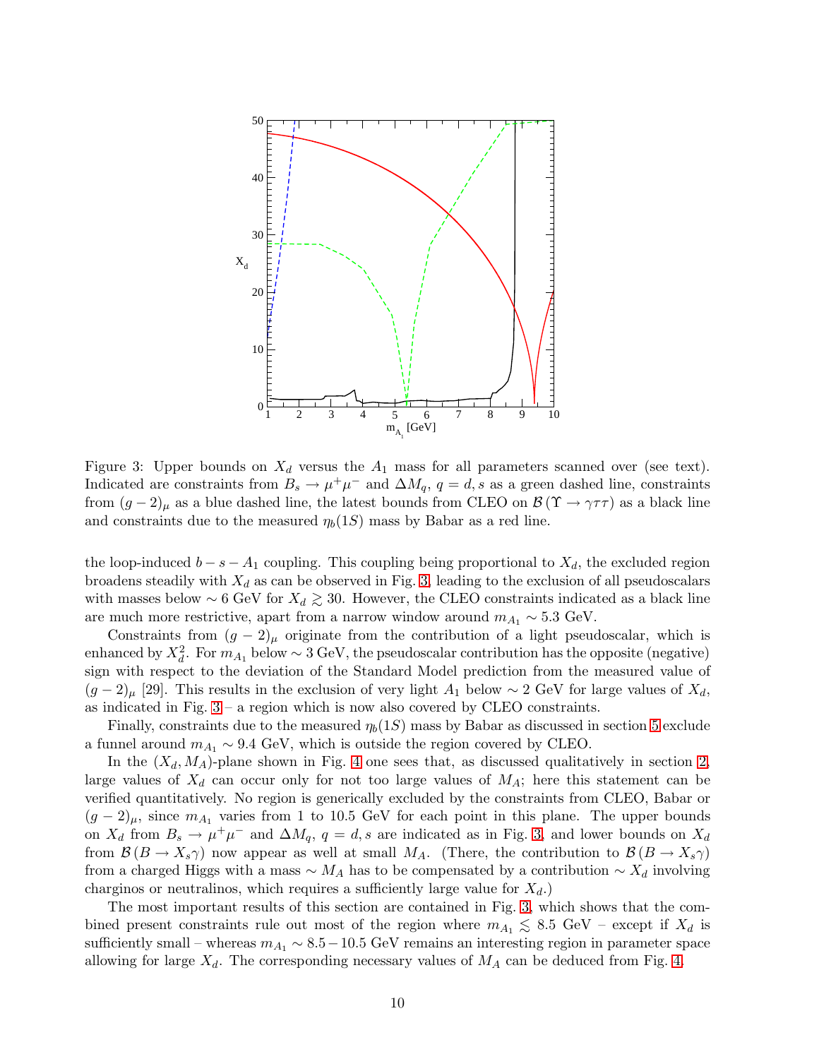Figure 3: Upper bounds on $X_d$ versus the $A_1$ mass for all parameters scanned over (see text). Indicated are constraints from $B_s \to \mu^+\mu^-$ and $\Delta M_q$, $q = d, s$ as a green dashed line, constraints from $(g-2)_\mu$ as a blue dashed line, the latest bounds from CLEO on $\mathcal{B}(\Upsilon \to \gamma\tau\tau)$ as a black line and constraints due to the measured $\eta_b(1S)$ mass by Babar as a red line.

the loop-induced $b - s - A_1$ coupling. This coupling being proportional to $X_d$, the excluded region broadens steadily with $X_d$ as can be observed in Fig. 3, leading to the exclusion of all pseudoscalars with masses below $\sim 6$ GeV for $X_d \gtrsim 30$. However, the CLEO constraints indicated as a black line are much more restrictive, apart from a narrow window around $m_{A_1} \sim 5.3$ GeV.

Constraints from $(g-2)_\mu$ originate from the contribution of a light pseudoscalar, which is enhanced by $X_d^2$. For $m_{A_1}$ below $\sim 3$ GeV, the pseudoscalar contribution has the opposite (negative) sign with respect to the deviation of the Standard Model prediction from the measured value of $(g-2)_\mu$ [29]. This results in the exclusion of very light $A_1$ below $\sim 2$ GeV for large values of $X_d$, as indicated in Fig. 3 – a region which is now also covered by CLEO constraints.

Finally, constraints due to the measured $\eta_b(1S)$ mass by Babar as discussed in section 5 exclude a funnel around $m_{A_1} \sim 9.4$ GeV, which is outside the region covered by CLEO.

In the $(X_d, M_A)$-plane shown in Fig. 4 one sees that, as discussed qualitatively in section 2, large values of $X_d$ can occur only for not too large values of $M_A$; here this statement can be verified quantitatively. No region is generically excluded by the constraints from CLEO, Babar or $(g-2)_\mu$, since $m_{A_1}$ varies from 1 to 10.5 GeV for each point in this plane. The upper bounds on $X_d$ from $B_s \to \mu^+\mu^-$ and $\Delta M_q$, $q = d, s$ are indicated as in Fig. 3, and lower bounds on $X_d$ from $\mathcal{B}(B \to X_s\gamma)$ now appear as well at small $M_A$. (There, the contribution to $\mathcal{B}(B \to X_s\gamma)$ from a charged Higgs with a mass $\sim M_A$ has to be compensated by a contribution $\sim X_d$ involving charginos or neutralinos, which requires a sufficiently large value for $X_d$.)

The most important results of this section are contained in Fig. 3, which shows that the combined present constraints rule out most of the region where $m_{A_1} \lesssim 8.5$ GeV – except if $X_d$ is sufficiently small – whereas $m_{A_1} \sim 8.5 - 10.5$ GeV remains an interesting region in parameter space allowing for large $X_d$. The corresponding necessary values of $M_A$ can be deduced from Fig. 4.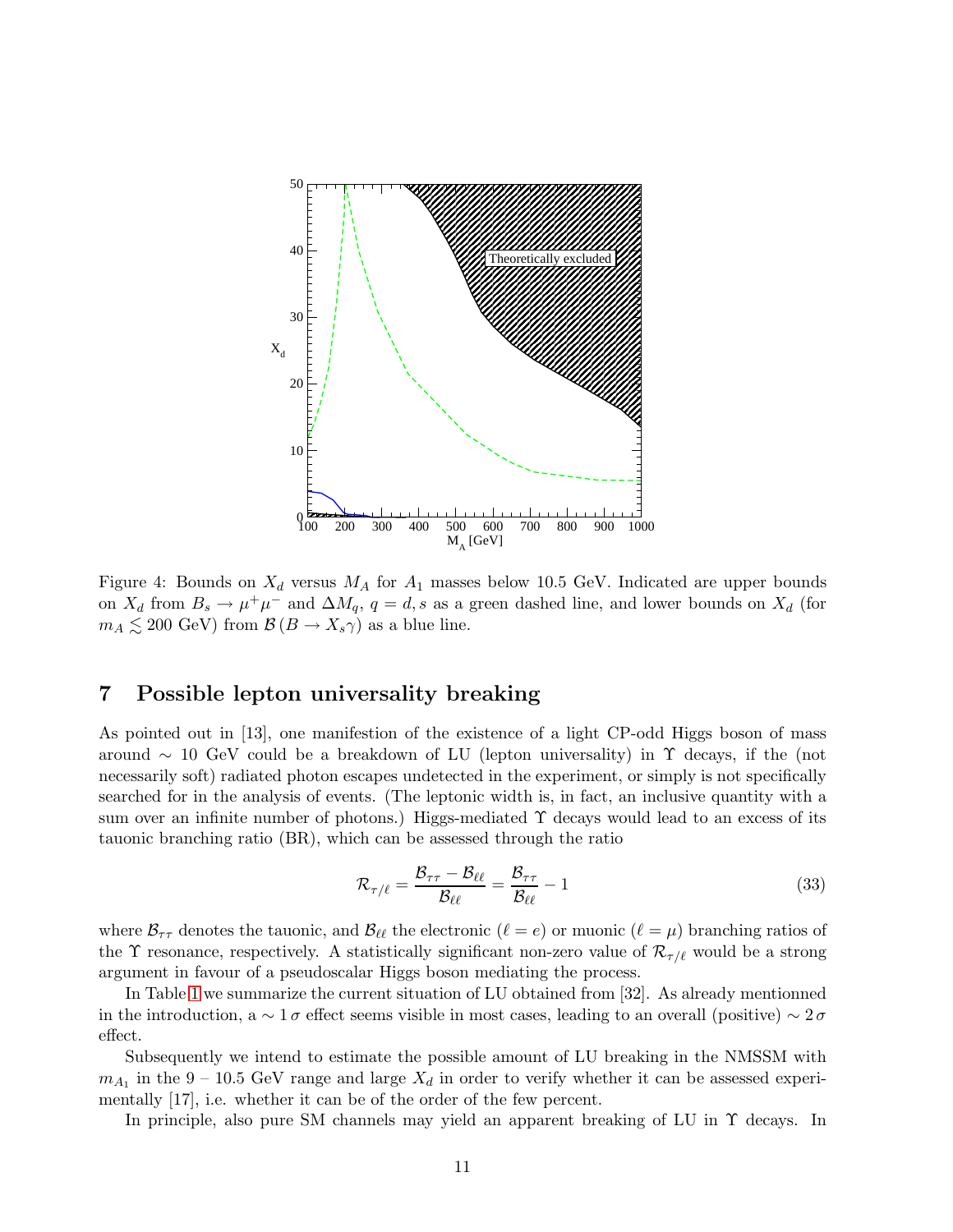Figure 4: Bounds on $X_d$ versus $M_A$ for $A_1$ masses below 10.5 GeV. Indicated are upper bounds on $X_d$ from $B_s \to \mu^+\mu^-$ and $\Delta M_q$, $q = d, s$ as a green dashed line, and lower bounds on $X_d$ (for $m_A \lesssim 200$ GeV) from $\mathcal{B}(B \to X_s\gamma)$ as a blue line.

## 7 Possible lepton universality breaking

As pointed out in [13], one manifestion of the existence of a light CP-odd Higgs boson of mass around $\sim 10$ GeV could be a breakdown of LU (lepton universality) in $\Upsilon$ decays, if the (not necessarily soft) radiated photon escapes undetected in the experiment, or simply is not specifically searched for in the analysis of events. (The leptonic width is, in fact, an inclusive quantity with a sum over an infinite number of photons.) Higgs-mediated $\Upsilon$ decays would lead to an excess of its tauonic branching ratio (BR), which can be assessed through the ratio

$$\mathcal{R}_{\tau/\ell} = \frac{\mathcal{B}_{\tau\tau} - \mathcal{B}_{\ell\ell}}{\mathcal{B}_{\ell\ell}} = \frac{\mathcal{B}_{\tau\tau}}{\mathcal{B}_{\ell\ell}} - 1 \tag{33}$$

where $\mathcal{B}_{\tau\tau}$ denotes the tauonic, and $\mathcal{B}_{\ell\ell}$ the electronic ($\ell = e$) or muonic ($\ell = \mu$) branching ratios of the $\Upsilon$ resonance, respectively. A statistically significant non-zero value of $\mathcal{R}_{\tau/\ell}$ would be a strong argument in favour of a pseudoscalar Higgs boson mediating the process.

In Table 1 we summarize the current situation of LU obtained from [32]. As already mentionned in the introduction, a $\sim 1\,\sigma$ effect seems visible in most cases, leading to an overall (positive) $\sim 2\,\sigma$ effect.

Subsequently we intend to estimate the possible amount of LU breaking in the NMSSM with $m_{A_1}$ in the 9 – 10.5 GeV range and large $X_d$ in order to verify whether it can be assessed experimentally [17], i.e. whether it can be of the order of the few percent.

In principle, also pure SM channels may yield an apparent breaking of LU in $\Upsilon$ decays. In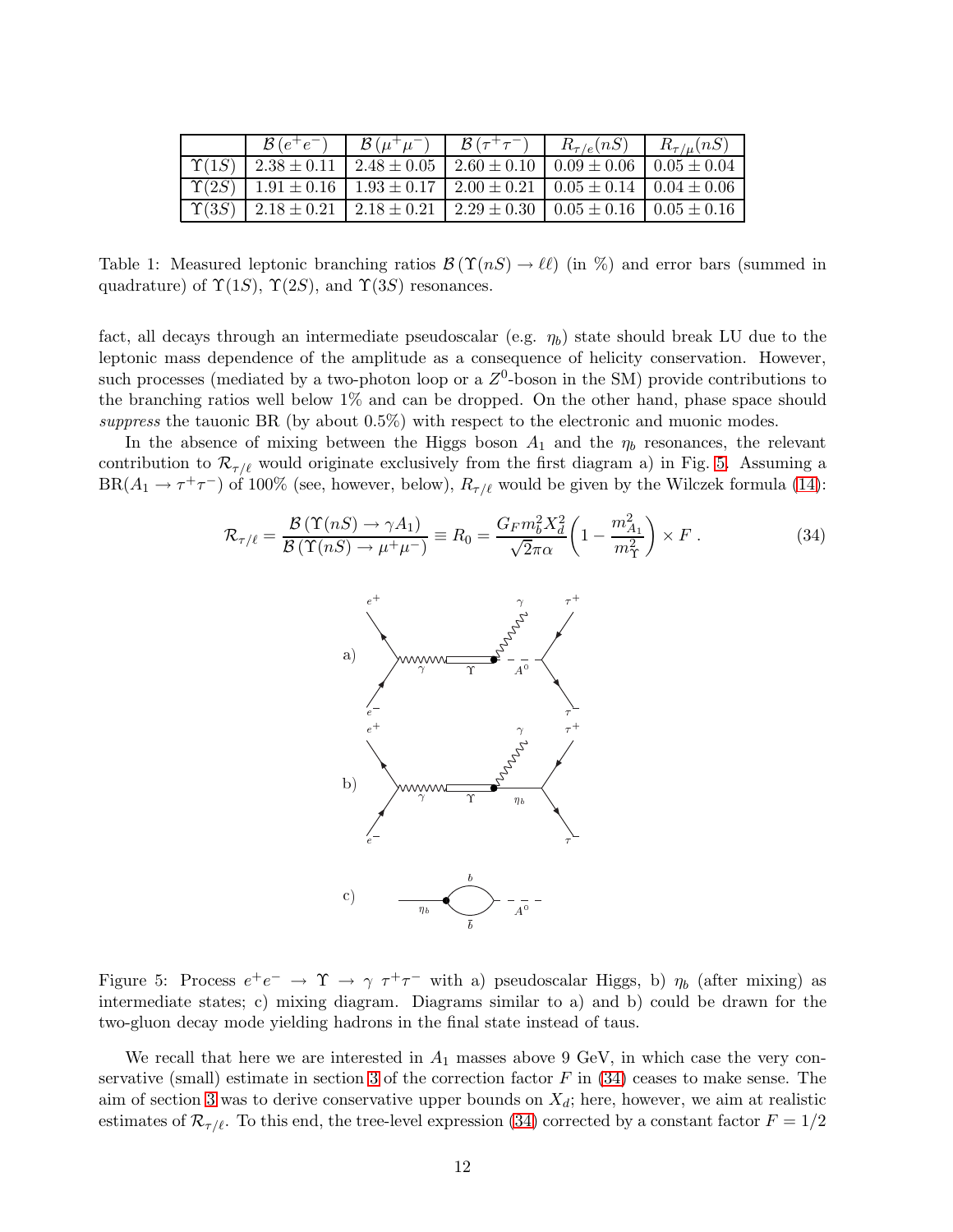|  | $\mathcal{B}(e^+e^-)$ | $\mathcal{B}(\mu^+\mu^-)$ | $\mathcal{B}(\tau^+\tau^-)$ | $R_{\tau/e}(nS)$ | $R_{\tau/\mu}(nS)$ |
|---|---|---|---|---|---|
| $\Upsilon(1S)$ | $2.38 \pm 0.11$ | $2.48 \pm 0.05$ | $2.60 \pm 0.10$ | $0.09 \pm 0.06$ | $0.05 \pm 0.04$ |
| $\Upsilon(2S)$ | $1.91 \pm 0.16$ | $1.93 \pm 0.17$ | $2.00 \pm 0.21$ | $0.05 \pm 0.14$ | $0.04 \pm 0.06$ |
| $\Upsilon(3S)$ | $2.18 \pm 0.21$ | $2.18 \pm 0.21$ | $2.29 \pm 0.30$ | $0.05 \pm 0.16$ | $0.05 \pm 0.16$ |

Table 1: Measured leptonic branching ratios $\mathcal{B}(\Upsilon(nS) \to \ell\ell)$ (in %) and error bars (summed in quadrature) of $\Upsilon(1S)$, $\Upsilon(2S)$, and $\Upsilon(3S)$ resonances.

fact, all decays through an intermediate pseudoscalar (e.g. $\eta_b$) state should break LU due to the leptonic mass dependence of the amplitude as a consequence of helicity conservation. However, such processes (mediated by a two-photon loop or a $Z^0$-boson in the SM) provide contributions to the branching ratios well below 1% and can be dropped. On the other hand, phase space should *suppress* the tauonic BR (by about 0.5%) with respect to the electronic and muonic modes.

In the absence of mixing between the Higgs boson $A_1$ and the $\eta_b$ resonances, the relevant contribution to $\mathcal{R}_{\tau/\ell}$ would originate exclusively from the first diagram a) in Fig. 5. Assuming a BR($A_1 \to \tau^+\tau^-$) of 100% (see, however, below), $R_{\tau/\ell}$ would be given by the Wilczek formula (14):

$$\mathcal{R}_{\tau/\ell} = \frac{\mathcal{B}(\Upsilon(nS) \to \gamma A_1)}{\mathcal{B}(\Upsilon(nS) \to \mu^+\mu^-)} \equiv R_0 = \frac{G_F m_b^2 X_d^2}{\sqrt{2}\pi\alpha}\left(1 - \frac{m_{A_1}^2}{m_\Upsilon^2}\right) \times F \; . \tag{34}$$

Figure 5: Process $e^+e^- \to \Upsilon \to \gamma\ \tau^+\tau^-$ with a) pseudoscalar Higgs, b) $\eta_b$ (after mixing) as intermediate states; c) mixing diagram. Diagrams similar to a) and b) could be drawn for the two-gluon decay mode yielding hadrons in the final state instead of taus.

We recall that here we are interested in $A_1$ masses above 9 GeV, in which case the very conservative (small) estimate in section 3 of the correction factor $F$ in (34) ceases to make sense. The aim of section 3 was to derive conservative upper bounds on $X_d$; here, however, we aim at realistic estimates of $\mathcal{R}_{\tau/\ell}$. To this end, the tree-level expression (34) corrected by a constant factor $F = 1/2$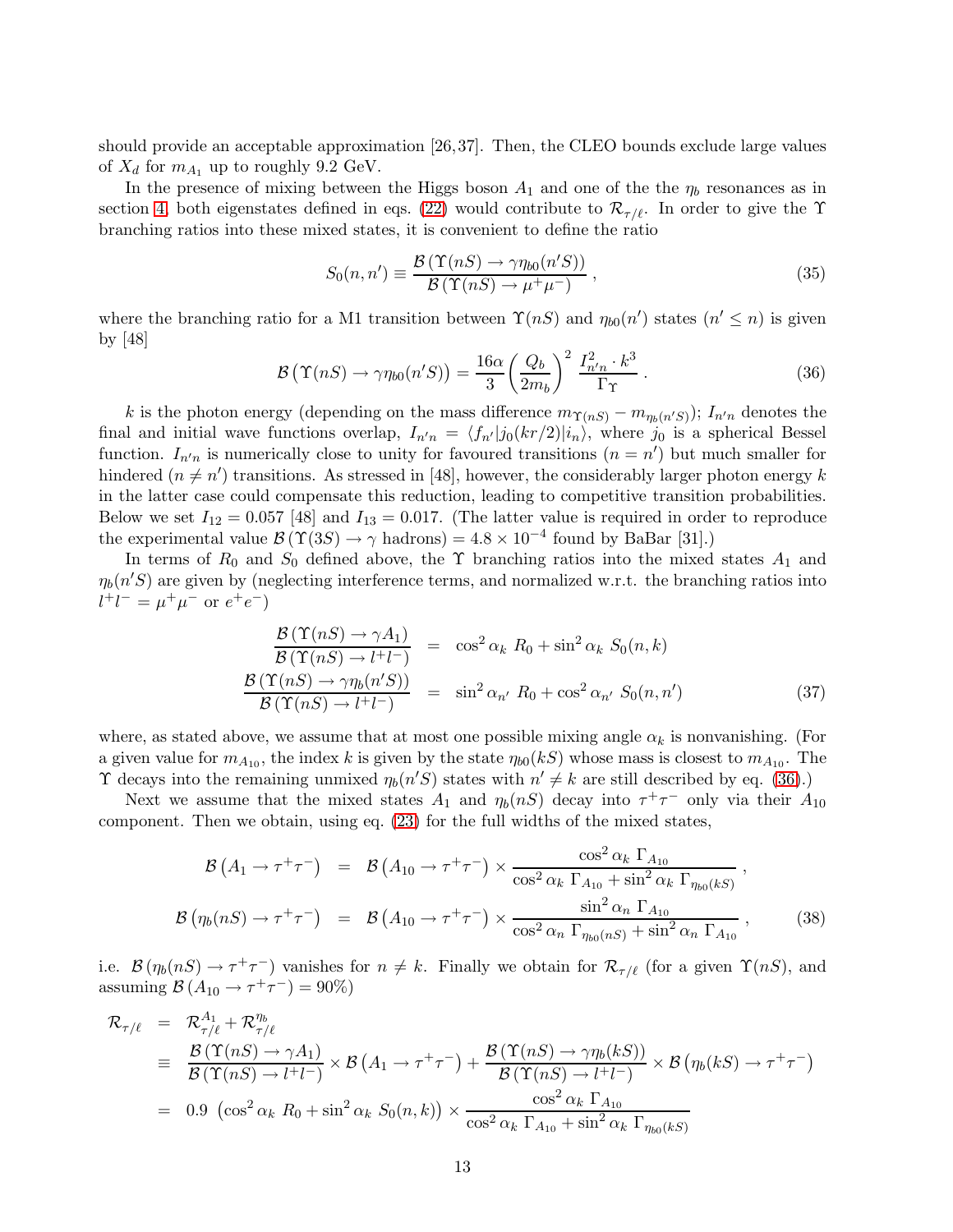should provide an acceptable approximation [26,37]. Then, the CLEO bounds exclude large values of $X_d$ for $m_{A_1}$ up to roughly 9.2 GeV.

In the presence of mixing between the Higgs boson $A_1$ and one of the the $\eta_b$ resonances as in section 4, both eigenstates defined in eqs. (22) would contribute to $\mathcal{R}_{\tau/\ell}$. In order to give the $\Upsilon$ branching ratios into these mixed states, it is convenient to define the ratio

$$S_0(n,n') \equiv \frac{\mathcal{B}\left(\Upsilon(nS) \to \gamma\eta_{b0}(n'S)\right)}{\mathcal{B}\left(\Upsilon(nS) \to \mu^+\mu^-\right)} \,, \tag{35}$$

where the branching ratio for a M1 transition between $\Upsilon(nS)$ and $\eta_{b0}(n')$ states ($n' \le n$) is given by [48]

$$\mathcal{B}\left(\Upsilon(nS) \to \gamma\eta_{b0}(n'S)\right) = \frac{16\alpha}{3}\left(\frac{Q_b}{2m_b}\right)^2 \frac{I_{n'n}^2 \cdot k^3}{\Gamma_\Upsilon} \,. \tag{36}$$

$k$ is the photon energy (depending on the mass difference $m_{\Upsilon(nS)} - m_{\eta_b(n'S)}$); $I_{n'n}$ denotes the final and initial wave functions overlap, $I_{n'n} = \langle f_{n'}|j_0(kr/2)|i_n\rangle$, where $j_0$ is a spherical Bessel function. $I_{n'n}$ is numerically close to unity for favoured transitions ($n = n'$) but much smaller for hindered ($n \neq n'$) transitions. As stressed in [48], however, the considerably larger photon energy $k$ in the latter case could compensate this reduction, leading to competitive transition probabilities. Below we set $I_{12} = 0.057$ [48] and $I_{13} = 0.017$. (The latter value is required in order to reproduce the experimental value $\mathcal{B}\left(\Upsilon(3S) \to \gamma \text{ hadrons}\right) = 4.8 \times 10^{-4}$ found by BaBar [31].)

In terms of $R_0$ and $S_0$ defined above, the $\Upsilon$ branching ratios into the mixed states $A_1$ and $\eta_b(n'S)$ are given by (neglecting interference terms, and normalized w.r.t. the branching ratios into $l^+l^- = \mu^+\mu^-$ or $e^+e^-$)

$$\begin{aligned}
\frac{\mathcal{B}\left(\Upsilon(nS) \to \gamma A_1\right)}{\mathcal{B}\left(\Upsilon(nS) \to l^+l^-\right)} &= \cos^2\alpha_k \; R_0 + \sin^2\alpha_k \; S_0(n,k) \\
\frac{\mathcal{B}\left(\Upsilon(nS) \to \gamma\eta_b(n'S)\right)}{\mathcal{B}\left(\Upsilon(nS) \to l^+l^-\right)} &= \sin^2\alpha_{n'} \; R_0 + \cos^2\alpha_{n'} \; S_0(n,n')
\end{aligned} \tag{37}$$

where, as stated above, we assume that at most one possible mixing angle $\alpha_k$ is nonvanishing. (For a given value for $m_{A_{10}}$, the index $k$ is given by the state $\eta_{b0}(kS)$ whose mass is closest to $m_{A_{10}}$. The $\Upsilon$ decays into the remaining unmixed $\eta_b(n'S)$ states with $n' \neq k$ are still described by eq. (36).)

Next we assume that the mixed states $A_1$ and $\eta_b(nS)$ decay into $\tau^+\tau^-$ only via their $A_{10}$ component. Then we obtain, using eq. (23) for the full widths of the mixed states,

$$\begin{aligned}
\mathcal{B}\left(A_1 \to \tau^+\tau^-\right) &= \mathcal{B}\left(A_{10} \to \tau^+\tau^-\right) \times \frac{\cos^2\alpha_k \; \Gamma_{A_{10}}}{\cos^2\alpha_k \; \Gamma_{A_{10}} + \sin^2\alpha_k \; \Gamma_{\eta_{b0}(kS)}} \,, \\
\mathcal{B}\left(\eta_b(nS) \to \tau^+\tau^-\right) &= \mathcal{B}\left(A_{10} \to \tau^+\tau^-\right) \times \frac{\sin^2\alpha_n \; \Gamma_{A_{10}}}{\cos^2\alpha_n \; \Gamma_{\eta_{b0}(nS)} + \sin^2\alpha_n \; \Gamma_{A_{10}}} \,,
\end{aligned} \tag{38}$$

i.e. $\mathcal{B}\left(\eta_b(nS) \to \tau^+\tau^-\right)$ vanishes for $n \neq k$. Finally we obtain for $\mathcal{R}_{\tau/\ell}$ (for a given $\Upsilon(nS)$, and assuming $\mathcal{B}\left(A_{10} \to \tau^+\tau^-\right) = 90\%$)

$$\begin{aligned}
\mathcal{R}_{\tau/\ell} &= \mathcal{R}_{\tau/\ell}^{A_1} + \mathcal{R}_{\tau/\ell}^{\eta_b} \\
&\equiv \frac{\mathcal{B}\left(\Upsilon(nS) \to \gamma A_1\right)}{\mathcal{B}\left(\Upsilon(nS) \to l^+l^-\right)} \times \mathcal{B}\left(A_1 \to \tau^+\tau^-\right) + \frac{\mathcal{B}\left(\Upsilon(nS) \to \gamma\eta_b(kS)\right)}{\mathcal{B}\left(\Upsilon(nS) \to l^+l^-\right)} \times \mathcal{B}\left(\eta_b(kS) \to \tau^+\tau^-\right) \\
&= 0.9 \; \left(\cos^2\alpha_k \; R_0 + \sin^2\alpha_k \; S_0(n,k)\right) \times \frac{\cos^2\alpha_k \; \Gamma_{A_{10}}}{\cos^2\alpha_k \; \Gamma_{A_{10}} + \sin^2\alpha_k \; \Gamma_{\eta_{b0}(kS)}}
\end{aligned}$$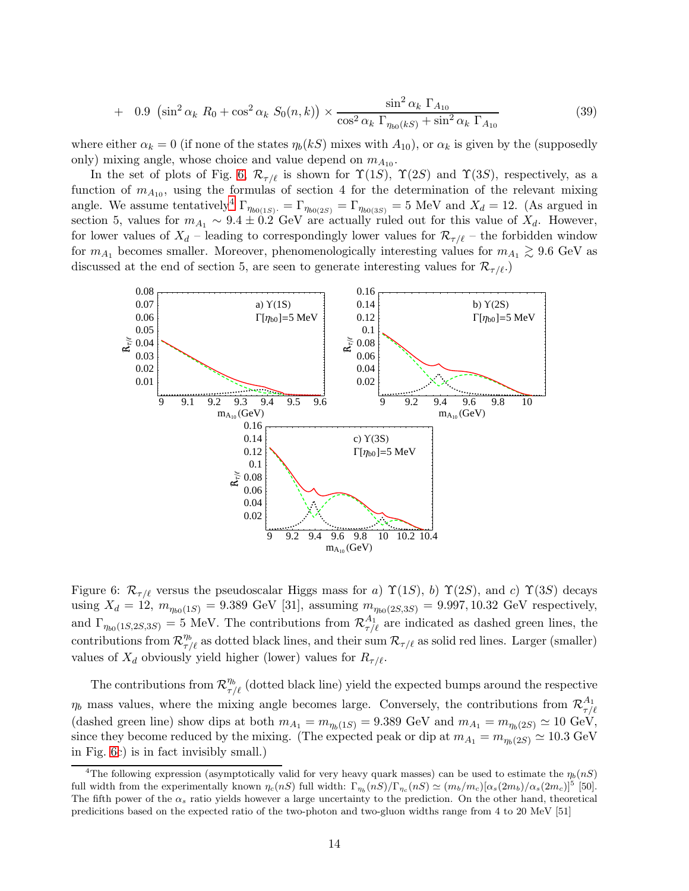$$+ \quad 0.9 \; \left(\sin^2\alpha_k \; R_0 + \cos^2\alpha_k \; S_0(n,k)\right) \times \frac{\sin^2\alpha_k \; \Gamma_{A_{10}}}{\cos^2\alpha_k \; \Gamma_{\eta_{b0}(kS)} + \sin^2\alpha_k \; \Gamma_{A_{10}}} \tag{39}$$

where either $\alpha_k = 0$ (if none of the states $\eta_b(kS)$ mixes with $A_{10}$), or $\alpha_k$ is given by the (supposedly only) mixing angle, whose choice and value depend on $m_{A_{10}}$.

In the set of plots of Fig. 6, $\mathcal{R}_{\tau/\ell}$ is shown for $\Upsilon(1S)$, $\Upsilon(2S)$ and $\Upsilon(3S)$, respectively, as a function of $m_{A_{10}}$, using the formulas of section 4 for the determination of the relevant mixing angle. We assume tentatively[4] $\Gamma_{\eta_{b0(1S)}} = \Gamma_{\eta_{b0(2S)}} = \Gamma_{\eta_{b0(3S)}} = 5$ MeV and $X_d = 12$. (As argued in section 5, values for $m_{A_1} \sim 9.4 \pm 0.2$ GeV are actually ruled out for this value of $X_d$. However, for lower values of $X_d$ – leading to correspondingly lower values for $\mathcal{R}_{\tau/\ell}$ – the forbidden window for $m_{A_1}$ becomes smaller. Moreover, phenomenologically interesting values for $m_{A_1} \gtrsim 9.6$ GeV as discussed at the end of section 5, are seen to generate interesting values for $\mathcal{R}_{\tau/\ell}$.)

Figure 6: $\mathcal{R}_{\tau/\ell}$ versus the pseudoscalar Higgs mass for *a)* $\Upsilon(1S)$, *b)* $\Upsilon(2S)$, and *c)* $\Upsilon(3S)$ decays using $X_d = 12$, $m_{\eta_{b0}(1S)} = 9.389$ GeV [31], assuming $m_{\eta_{b0}(2S,3S)} = 9.997, 10.32$ GeV respectively, and $\Gamma_{\eta_{b0}(1S,2S,3S)} = 5$ MeV. The contributions from $\mathcal{R}^{A_1}_{\tau/\ell}$ are indicated as dashed green lines, the contributions from $\mathcal{R}^{\eta_b}_{\tau/\ell}$ as dotted black lines, and their sum $\mathcal{R}_{\tau/\ell}$ as solid red lines. Larger (smaller) values of $X_d$ obviously yield higher (lower) values for $R_{\tau/\ell}$.

The contributions from $\mathcal{R}^{\eta_b}_{\tau/\ell}$ (dotted black line) yield the expected bumps around the respective $\eta_b$ mass values, where the mixing angle becomes large. Conversely, the contributions from $\mathcal{R}^{A_1}_{\tau/\ell}$ (dashed green line) show dips at both $m_{A_1} = m_{\eta_b(1S)} = 9.389$ GeV and $m_{A_1} = m_{\eta_b(2S)} \simeq 10$ GeV, since they become reduced by the mixing. (The expected peak or dip at $m_{A_1} = m_{\eta_b(2S)} \simeq 10.3$ GeV in Fig. 6c) is in fact invisibly small.)

[4] The following expression (asymptotically valid for very heavy quark masses) can be used to estimate the $\eta_b(nS)$ full width from the experimentally known $\eta_c(nS)$ full width: $\Gamma_{\eta_b}(nS)/\Gamma_{\eta_c}(nS) \simeq (m_b/m_c)[\alpha_s(2m_b)/\alpha_s(2m_c)]^5$ [50]. The fifth power of the $\alpha_s$ ratio yields however a large uncertainty to the prediction. On the other hand, theoretical predicitions based on the expected ratio of the two-photon and two-gluon widths range from 4 to 20 MeV [51]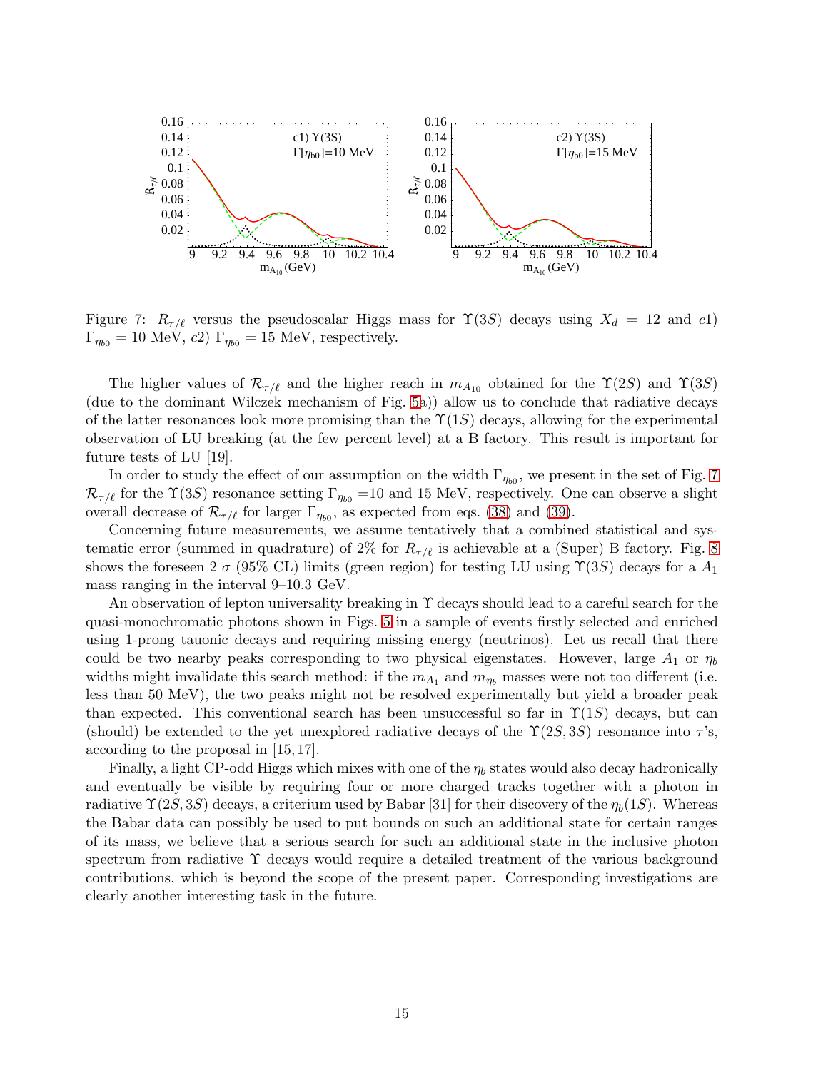Figure 7: $R_{\tau/\ell}$ versus the pseudoscalar Higgs mass for $\Upsilon(3S)$ decays using $X_d = 12$ and $c1$) $\Gamma_{\eta_{b0}} = 10$ MeV, $c2$) $\Gamma_{\eta_{b0}} = 15$ MeV, respectively.

The higher values of $\mathcal{R}_{\tau/\ell}$ and the higher reach in $m_{A_{10}}$ obtained for the $\Upsilon(2S)$ and $\Upsilon(3S)$ (due to the dominant Wilczek mechanism of Fig. 5a)) allow us to conclude that radiative decays of the latter resonances look more promising than the $\Upsilon(1S)$ decays, allowing for the experimental observation of LU breaking (at the few percent level) at a B factory. This result is important for future tests of LU [19].

In order to study the effect of our assumption on the width $\Gamma_{\eta_{b0}}$, we present in the set of Fig. 7 $\mathcal{R}_{\tau/\ell}$ for the $\Upsilon(3S)$ resonance setting $\Gamma_{\eta_{b0}}$ =10 and 15 MeV, respectively. One can observe a slight overall decrease of $\mathcal{R}_{\tau/\ell}$ for larger $\Gamma_{\eta_{b0}}$, as expected from eqs. (38) and (39).

Concerning future measurements, we assume tentatively that a combined statistical and systematic error (summed in quadrature) of 2% for $R_{\tau/\ell}$ is achievable at a (Super) B factory. Fig. 8 shows the foreseen 2 $\sigma$ (95% CL) limits (green region) for testing LU using $\Upsilon(3S)$ decays for a $A_1$ mass ranging in the interval 9–10.3 GeV.

An observation of lepton universality breaking in $\Upsilon$ decays should lead to a careful search for the quasi-monochromatic photons shown in Figs. 5 in a sample of events firstly selected and enriched using 1-prong tauonic decays and requiring missing energy (neutrinos). Let us recall that there could be two nearby peaks corresponding to two physical eigenstates. However, large $A_1$ or $\eta_b$ widths might invalidate this search method: if the $m_{A_1}$ and $m_{\eta_b}$ masses were not too different (i.e. less than 50 MeV), the two peaks might not be resolved experimentally but yield a broader peak than expected. This conventional search has been unsuccessful so far in $\Upsilon(1S)$ decays, but can (should) be extended to the yet unexplored radiative decays of the $\Upsilon(2S, 3S)$ resonance into $\tau$'s, according to the proposal in [15, 17].

Finally, a light CP-odd Higgs which mixes with one of the $\eta_b$ states would also decay hadronically and eventually be visible by requiring four or more charged tracks together with a photon in radiative $\Upsilon(2S, 3S)$ decays, a criterium used by Babar [31] for their discovery of the $\eta_b(1S)$. Whereas the Babar data can possibly be used to put bounds on such an additional state for certain ranges of its mass, we believe that a serious search for such an additional state in the inclusive photon spectrum from radiative $\Upsilon$ decays would require a detailed treatment of the various background contributions, which is beyond the scope of the present paper. Corresponding investigations are clearly another interesting task in the future.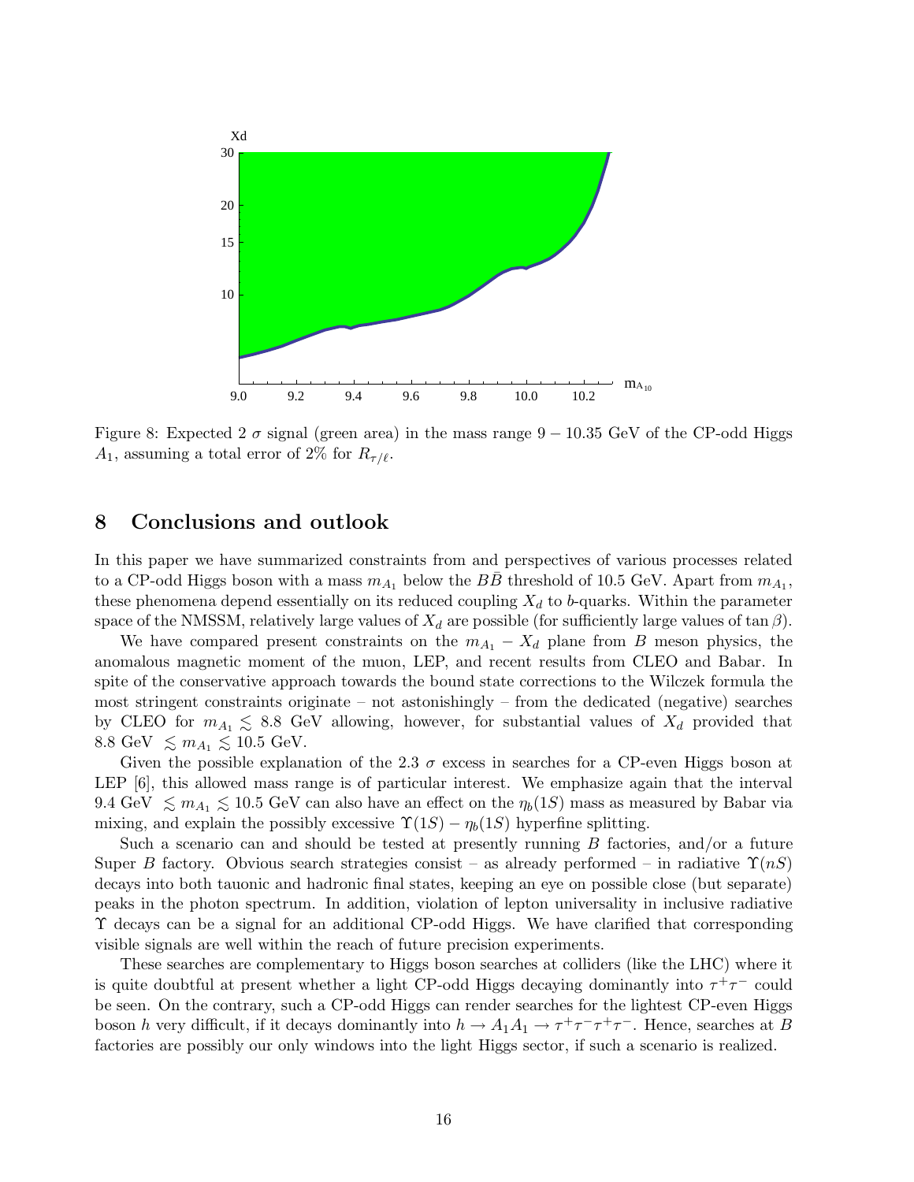Figure 8: Expected 2 $\sigma$ signal (green area) in the mass range $9 - 10.35$ GeV of the CP-odd Higgs $A_1$, assuming a total error of 2% for $R_{\tau/\ell}$.

## 8 Conclusions and outlook

In this paper we have summarized constraints from and perspectives of various processes related to a CP-odd Higgs boson with a mass $m_{A_1}$ below the $B\bar{B}$ threshold of 10.5 GeV. Apart from $m_{A_1}$, these phenomena depend essentially on its reduced coupling $X_d$ to $b$-quarks. Within the parameter space of the NMSSM, relatively large values of $X_d$ are possible (for sufficiently large values of $\tan\beta$).

We have compared present constraints on the $m_{A_1} - X_d$ plane from $B$ meson physics, the anomalous magnetic moment of the muon, LEP, and recent results from CLEO and Babar. In spite of the conservative approach towards the bound state corrections to the Wilczek formula the most stringent constraints originate – not astonishingly – from the dedicated (negative) searches by CLEO for $m_{A_1} \lesssim 8.8$ GeV allowing, however, for substantial values of $X_d$ provided that 8.8 GeV $\lesssim m_{A_1} \lesssim 10.5$ GeV.

Given the possible explanation of the 2.3 $\sigma$ excess in searches for a CP-even Higgs boson at LEP [6], this allowed mass range is of particular interest. We emphasize again that the interval 9.4 GeV $\lesssim m_{A_1} \lesssim 10.5$ GeV can also have an effect on the $\eta_b(1S)$ mass as measured by Babar via mixing, and explain the possibly excessive $\Upsilon(1S) - \eta_b(1S)$ hyperfine splitting.

Such a scenario can and should be tested at presently running $B$ factories, and/or a future Super $B$ factory. Obvious search strategies consist – as already performed – in radiative $\Upsilon(nS)$ decays into both tauonic and hadronic final states, keeping an eye on possible close (but separate) peaks in the photon spectrum. In addition, violation of lepton universality in inclusive radiative $\Upsilon$ decays can be a signal for an additional CP-odd Higgs. We have clarified that corresponding visible signals are well within the reach of future precision experiments.

These searches are complementary to Higgs boson searches at colliders (like the LHC) where it is quite doubtful at present whether a light CP-odd Higgs decaying dominantly into $\tau^+\tau^-$ could be seen. On the contrary, such a CP-odd Higgs can render searches for the lightest CP-even Higgs boson $h$ very difficult, if it decays dominantly into $h \to A_1 A_1 \to \tau^+\tau^-\tau^+\tau^-$. Hence, searches at $B$ factories are possibly our only windows into the light Higgs sector, if such a scenario is realized.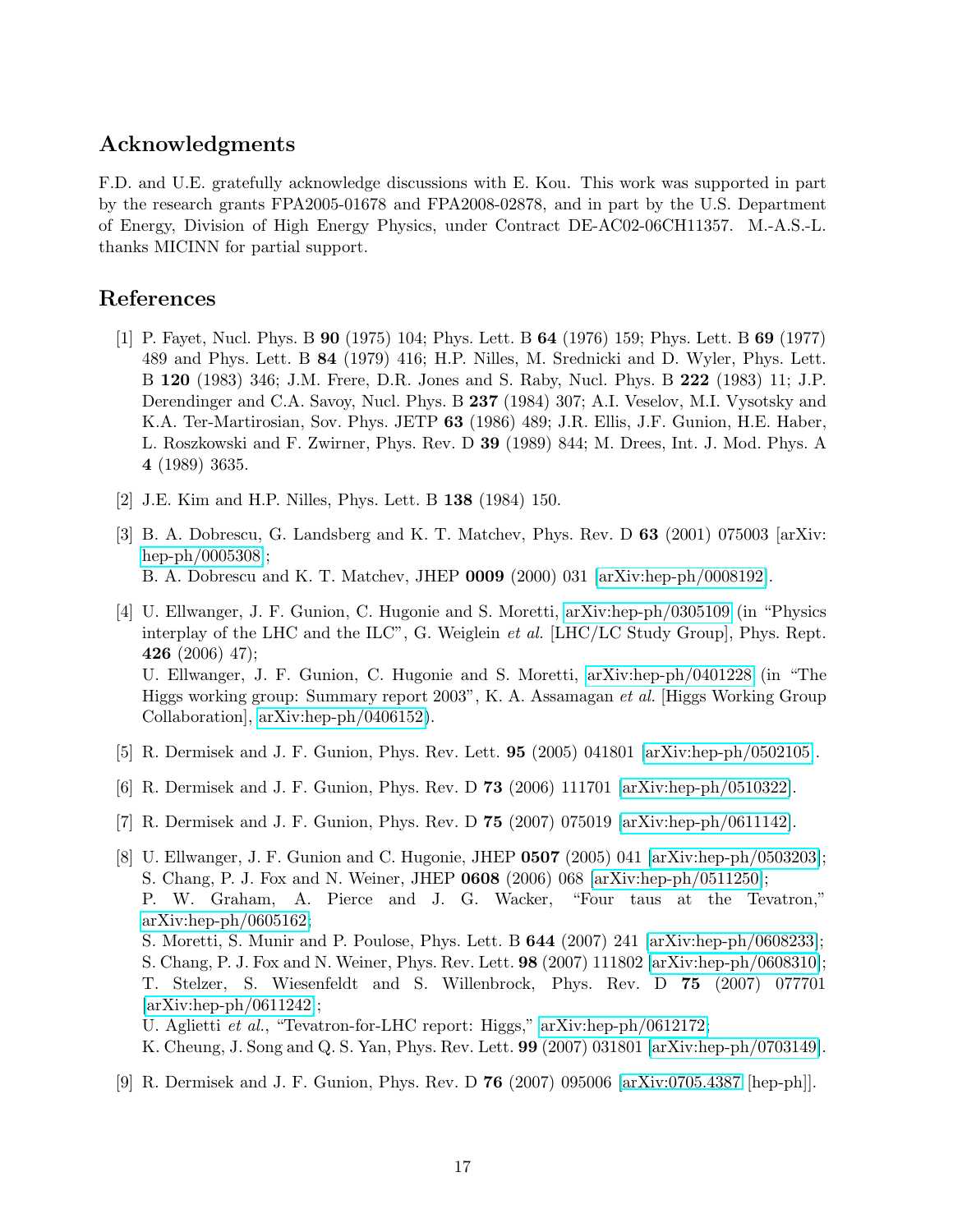## Acknowledgments

F.D. and U.E. gratefully acknowledge discussions with E. Kou. This work was supported in part by the research grants FPA2005-01678 and FPA2008-02878, and in part by the U.S. Department of Energy, Division of High Energy Physics, under Contract DE-AC02-06CH11357. M.-A.S.-L. thanks MICINN for partial support.

## References

[1] P. Fayet, Nucl. Phys. B **90** (1975) 104; Phys. Lett. B **64** (1976) 159; Phys. Lett. B **69** (1977) 489 and Phys. Lett. B **84** (1979) 416; H.P. Nilles, M. Srednicki and D. Wyler, Phys. Lett. B **120** (1983) 346; J.M. Frere, D.R. Jones and S. Raby, Nucl. Phys. B **222** (1983) 11; J.P. Derendinger and C.A. Savoy, Nucl. Phys. B **237** (1984) 307; A.I. Veselov, M.I. Vysotsky and K.A. Ter-Martirosian, Sov. Phys. JETP **63** (1986) 489; J.R. Ellis, J.F. Gunion, H.E. Haber, L. Roszkowski and F. Zwirner, Phys. Rev. D **39** (1989) 844; M. Drees, Int. J. Mod. Phys. A **4** (1989) 3635.

[2] J.E. Kim and H.P. Nilles, Phys. Lett. B **138** (1984) 150.

[3] B. A. Dobrescu, G. Landsberg and K. T. Matchev, Phys. Rev. D **63** (2001) 075003 [arXiv: hep-ph/0005308];
B. A. Dobrescu and K. T. Matchev, JHEP **0009** (2000) 031 [arXiv:hep-ph/0008192].

[4] U. Ellwanger, J. F. Gunion, C. Hugonie and S. Moretti, arXiv:hep-ph/0305109 (in "Physics interplay of the LHC and the ILC", G. Weiglein *et al.* [LHC/LC Study Group], Phys. Rept. **426** (2006) 47);
U. Ellwanger, J. F. Gunion, C. Hugonie and S. Moretti, arXiv:hep-ph/0401228 (in "The Higgs working group: Summary report 2003", K. A. Assamagan *et al.* [Higgs Working Group Collaboration], arXiv:hep-ph/0406152).

[5] R. Dermisek and J. F. Gunion, Phys. Rev. Lett. **95** (2005) 041801 [arXiv:hep-ph/0502105].

[6] R. Dermisek and J. F. Gunion, Phys. Rev. D **73** (2006) 111701 [arXiv:hep-ph/0510322].

[7] R. Dermisek and J. F. Gunion, Phys. Rev. D **75** (2007) 075019 [arXiv:hep-ph/0611142].

[8] U. Ellwanger, J. F. Gunion and C. Hugonie, JHEP **0507** (2005) 041 [arXiv:hep-ph/0503203];
S. Chang, P. J. Fox and N. Weiner, JHEP **0608** (2006) 068 [arXiv:hep-ph/0511250];
P. W. Graham, A. Pierce and J. G. Wacker, "Four taus at the Tevatron," arXiv:hep-ph/0605162;
S. Moretti, S. Munir and P. Poulose, Phys. Lett. B **644** (2007) 241 [arXiv:hep-ph/0608233];
S. Chang, P. J. Fox and N. Weiner, Phys. Rev. Lett. **98** (2007) 111802 [arXiv:hep-ph/0608310];
T. Stelzer, S. Wiesenfeldt and S. Willenbrock, Phys. Rev. D **75** (2007) 077701 [arXiv:hep-ph/0611242];
U. Aglietti *et al.*, "Tevatron-for-LHC report: Higgs," arXiv:hep-ph/0612172;
K. Cheung, J. Song and Q. S. Yan, Phys. Rev. Lett. **99** (2007) 031801 [arXiv:hep-ph/0703149].

[9] R. Dermisek and J. F. Gunion, Phys. Rev. D **76** (2007) 095006 [arXiv:0705.4387 [hep-ph]].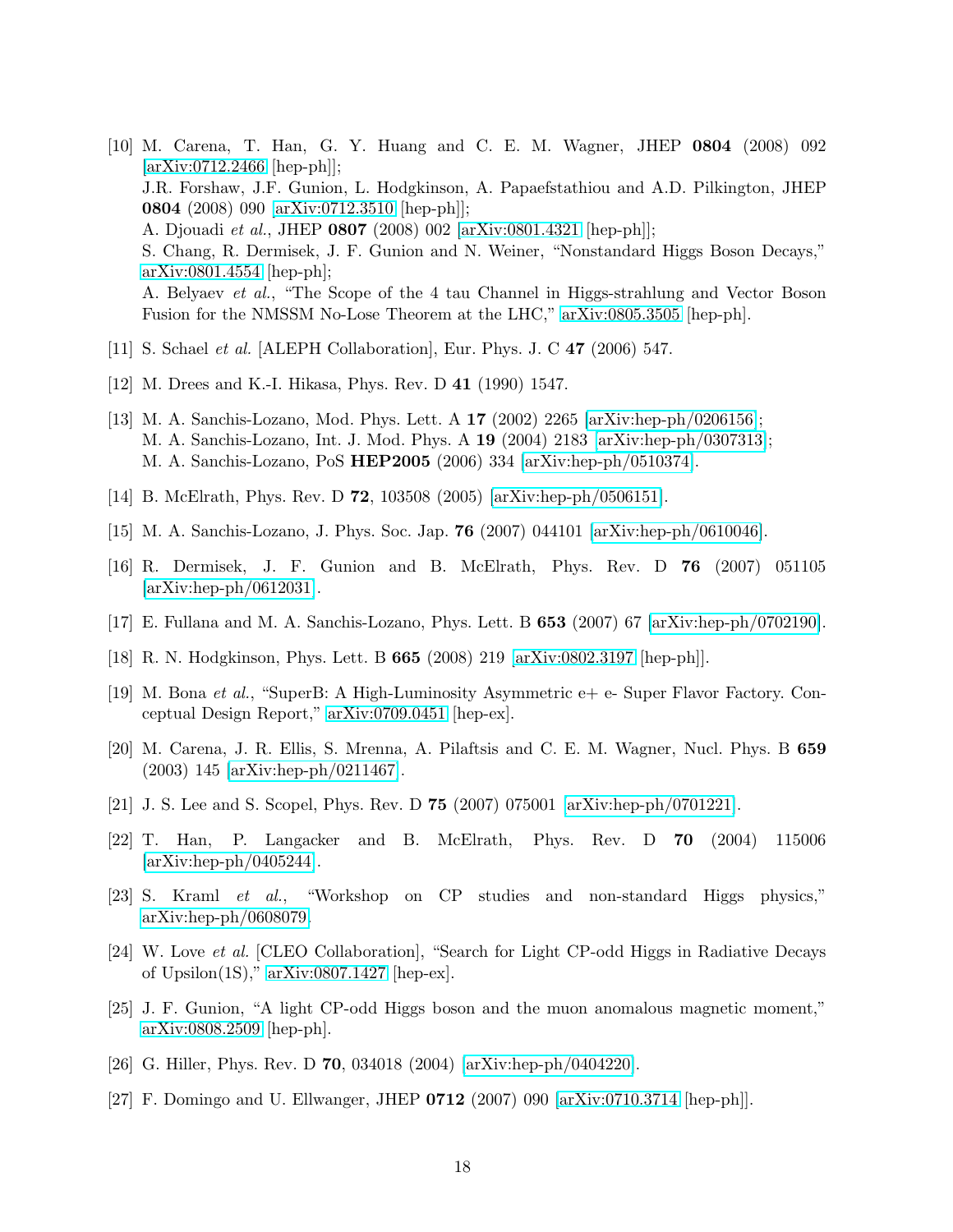[10] M. Carena, T. Han, G. Y. Huang and C. E. M. Wagner, JHEP **0804** (2008) 092 [arXiv:0712.2466 [hep-ph]];
J.R. Forshaw, J.F. Gunion, L. Hodgkinson, A. Papaefstathiou and A.D. Pilkington, JHEP **0804** (2008) 090 [arXiv:0712.3510 [hep-ph]];
A. Djouadi *et al.*, JHEP **0807** (2008) 002 [arXiv:0801.4321 [hep-ph]];
S. Chang, R. Dermisek, J. F. Gunion and N. Weiner, "Nonstandard Higgs Boson Decays," arXiv:0801.4554 [hep-ph];
A. Belyaev *et al.*, "The Scope of the 4 tau Channel in Higgs-strahlung and Vector Boson Fusion for the NMSSM No-Lose Theorem at the LHC," arXiv:0805.3505 [hep-ph].

[11] S. Schael *et al.* [ALEPH Collaboration], Eur. Phys. J. C **47** (2006) 547.

[12] M. Drees and K.-I. Hikasa, Phys. Rev. D **41** (1990) 1547.

[13] M. A. Sanchis-Lozano, Mod. Phys. Lett. A **17** (2002) 2265 [arXiv:hep-ph/0206156];
M. A. Sanchis-Lozano, Int. J. Mod. Phys. A **19** (2004) 2183 [arXiv:hep-ph/0307313];
M. A. Sanchis-Lozano, PoS **HEP2005** (2006) 334 [arXiv:hep-ph/0510374].

[14] B. McElrath, Phys. Rev. D **72**, 103508 (2005) [arXiv:hep-ph/0506151].

[15] M. A. Sanchis-Lozano, J. Phys. Soc. Jap. **76** (2007) 044101 [arXiv:hep-ph/0610046].

[16] R. Dermisek, J. F. Gunion and B. McElrath, Phys. Rev. D **76** (2007) 051105 [arXiv:hep-ph/0612031].

[17] E. Fullana and M. A. Sanchis-Lozano, Phys. Lett. B **653** (2007) 67 [arXiv:hep-ph/0702190].

[18] R. N. Hodgkinson, Phys. Lett. B **665** (2008) 219 [arXiv:0802.3197 [hep-ph]].

[19] M. Bona *et al.*, "SuperB: A High-Luminosity Asymmetric e+ e- Super Flavor Factory. Conceptual Design Report," arXiv:0709.0451 [hep-ex].

[20] M. Carena, J. R. Ellis, S. Mrenna, A. Pilaftsis and C. E. M. Wagner, Nucl. Phys. B **659** (2003) 145 [arXiv:hep-ph/0211467].

[21] J. S. Lee and S. Scopel, Phys. Rev. D **75** (2007) 075001 [arXiv:hep-ph/0701221].

[22] T. Han, P. Langacker and B. McElrath, Phys. Rev. D **70** (2004) 115006 [arXiv:hep-ph/0405244].

[23] S. Kraml *et al.*, "Workshop on CP studies and non-standard Higgs physics," arXiv:hep-ph/0608079.

[24] W. Love *et al.* [CLEO Collaboration], "Search for Light CP-odd Higgs in Radiative Decays of Upsilon(1S)," arXiv:0807.1427 [hep-ex].

[25] J. F. Gunion, "A light CP-odd Higgs boson and the muon anomalous magnetic moment," arXiv:0808.2509 [hep-ph].

[26] G. Hiller, Phys. Rev. D **70**, 034018 (2004) [arXiv:hep-ph/0404220].

[27] F. Domingo and U. Ellwanger, JHEP **0712** (2007) 090 [arXiv:0710.3714 [hep-ph]].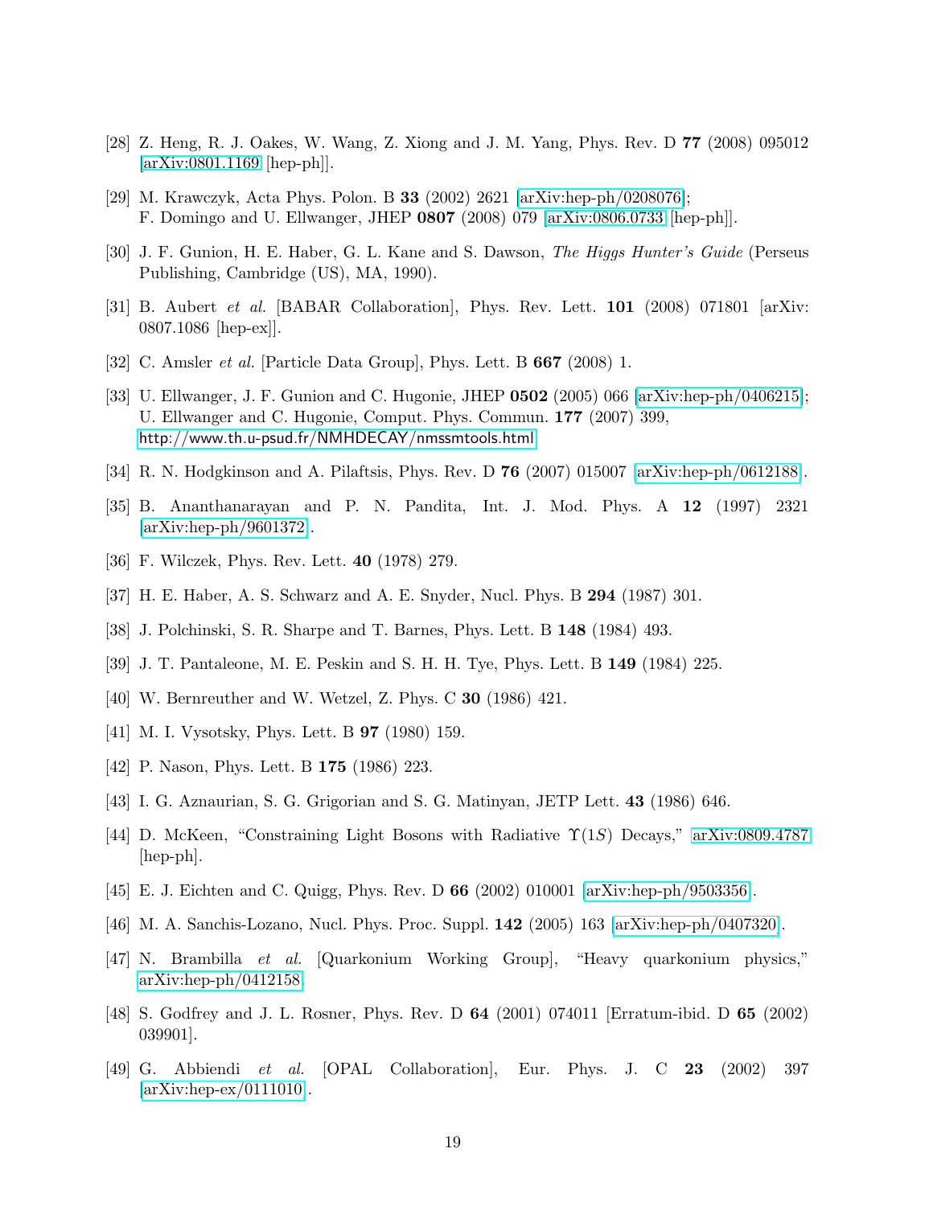[28] Z. Heng, R. J. Oakes, W. Wang, Z. Xiong and J. M. Yang, Phys. Rev. D **77** (2008) 095012 [arXiv:0801.1169 [hep-ph]].

[29] M. Krawczyk, Acta Phys. Polon. B **33** (2002) 2621 [arXiv:hep-ph/0208076]; F. Domingo and U. Ellwanger, JHEP **0807** (2008) 079 [arXiv:0806.0733 [hep-ph]].

[30] J. F. Gunion, H. E. Haber, G. L. Kane and S. Dawson, *The Higgs Hunter's Guide* (Perseus Publishing, Cambridge (US), MA, 1990).

[31] B. Aubert *et al.* [BABAR Collaboration], Phys. Rev. Lett. **101** (2008) 071801 [arXiv: 0807.1086 [hep-ex]].

[32] C. Amsler *et al.* [Particle Data Group], Phys. Lett. B **667** (2008) 1.

[33] U. Ellwanger, J. F. Gunion and C. Hugonie, JHEP **0502** (2005) 066 [arXiv:hep-ph/0406215]; U. Ellwanger and C. Hugonie, Comput. Phys. Commun. **177** (2007) 399, http://www.th.u-psud.fr/NMHDECAY/nmssmtools.html

[34] R. N. Hodgkinson and A. Pilaftsis, Phys. Rev. D **76** (2007) 015007 [arXiv:hep-ph/0612188].

[35] B. Ananthanarayan and P. N. Pandita, Int. J. Mod. Phys. A **12** (1997) 2321 [arXiv:hep-ph/9601372].

[36] F. Wilczek, Phys. Rev. Lett. **40** (1978) 279.

[37] H. E. Haber, A. S. Schwarz and A. E. Snyder, Nucl. Phys. B **294** (1987) 301.

[38] J. Polchinski, S. R. Sharpe and T. Barnes, Phys. Lett. B **148** (1984) 493.

[39] J. T. Pantaleone, M. E. Peskin and S. H. H. Tye, Phys. Lett. B **149** (1984) 225.

[40] W. Bernreuther and W. Wetzel, Z. Phys. C **30** (1986) 421.

[41] M. I. Vysotsky, Phys. Lett. B **97** (1980) 159.

[42] P. Nason, Phys. Lett. B **175** (1986) 223.

[43] I. G. Aznaurian, S. G. Grigorian and S. G. Matinyan, JETP Lett. **43** (1986) 646.

[44] D. McKeen, "Constraining Light Bosons with Radiative $\Upsilon(1S)$ Decays," arXiv:0809.4787 [hep-ph].

[45] E. J. Eichten and C. Quigg, Phys. Rev. D **66** (2002) 010001 [arXiv:hep-ph/9503356].

[46] M. A. Sanchis-Lozano, Nucl. Phys. Proc. Suppl. **142** (2005) 163 [arXiv:hep-ph/0407320].

[47] N. Brambilla *et al.* [Quarkonium Working Group], "Heavy quarkonium physics," arXiv:hep-ph/0412158.

[48] S. Godfrey and J. L. Rosner, Phys. Rev. D **64** (2001) 074011 [Erratum-ibid. D **65** (2002) 039901].

[49] G. Abbiendi *et al.* [OPAL Collaboration], Eur. Phys. J. C **23** (2002) 397 [arXiv:hep-ex/0111010].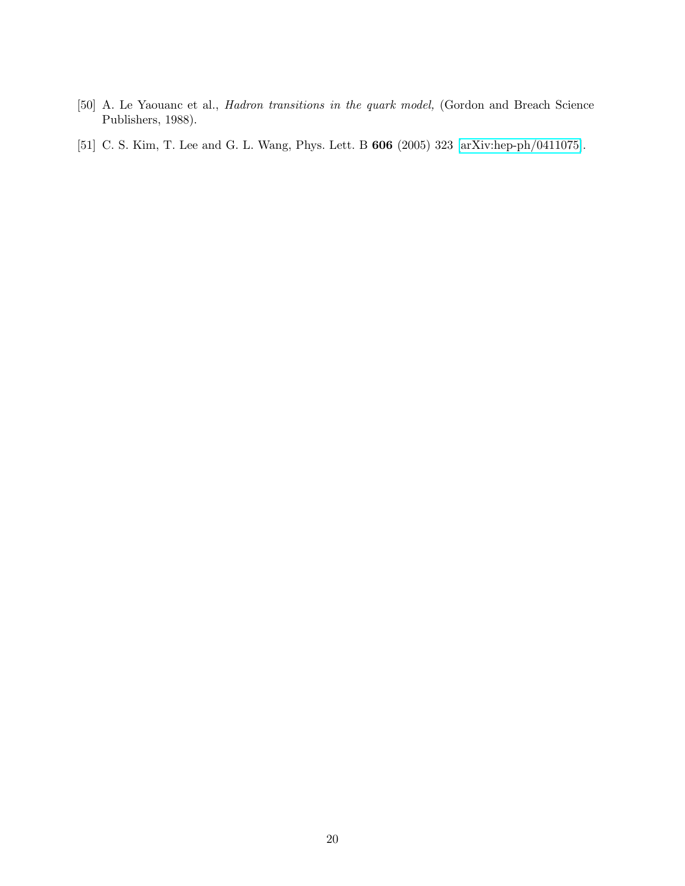[50] A. Le Yaouanc et al., *Hadron transitions in the quark model,* (Gordon and Breach Science Publishers, 1988).

[51] C. S. Kim, T. Lee and G. L. Wang, Phys. Lett. B **606** (2005) 323 [arXiv:hep-ph/0411075].